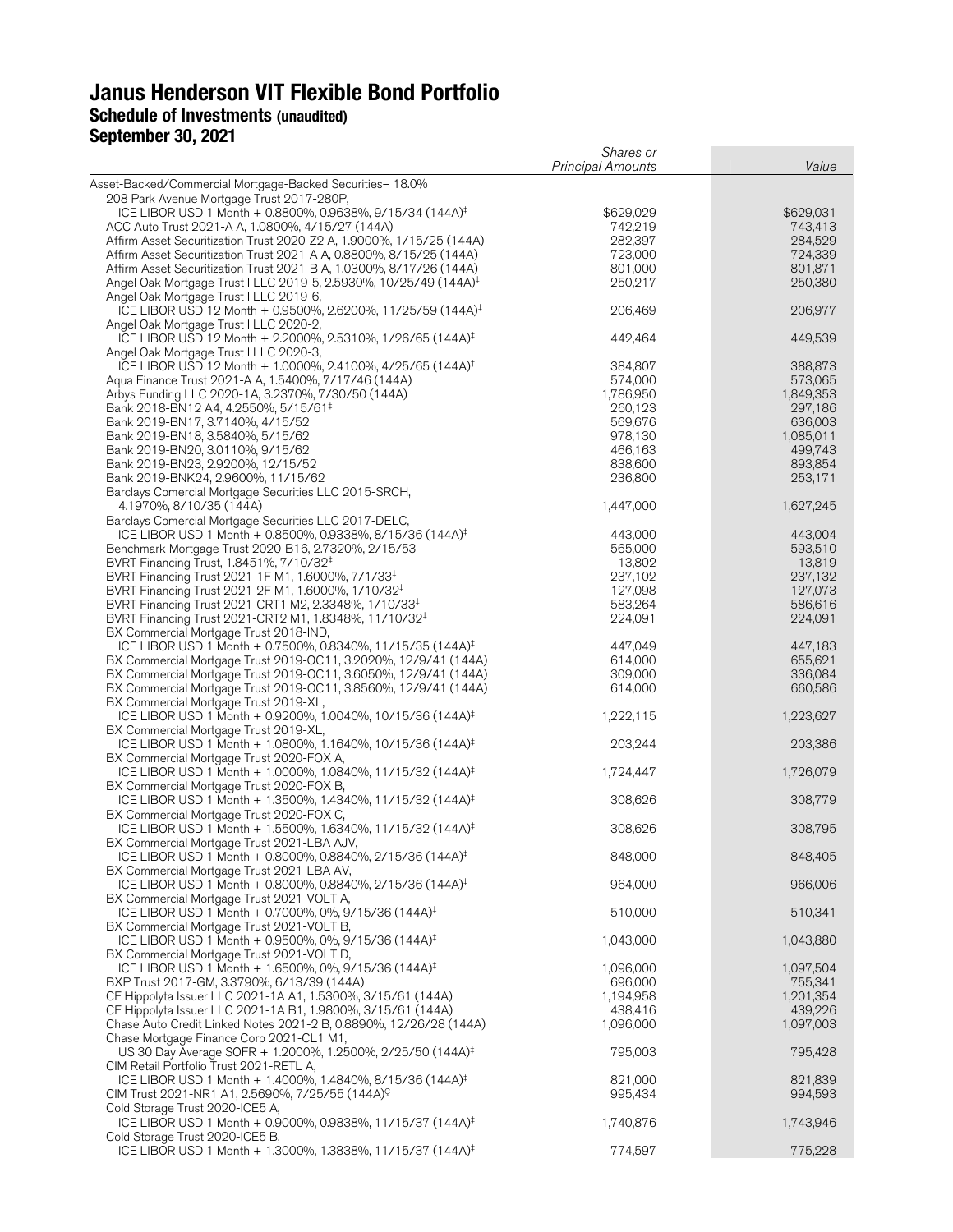# Janus Henderson VIT Flexible Bond Portfolio
## Schedule of Investments (unaudited)
## September 30, 2021

| | *Shares or Principal Amounts* | *Value* |
|---|---|---|
| Asset-Backed/Commercial Mortgage-Backed Securities– 18.0% | | |
| 208 Park Avenue Mortgage Trust 2017-280P, ICE LIBOR USD 1 Month + 0.8800%, 0.9638%, 9/15/34 (144A)‡ | $629,029 | $629,031 |
| ACC Auto Trust 2021-A A, 1.0800%, 4/15/27 (144A) | 742,219 | 743,413 |
| Affirm Asset Securitization Trust 2020-Z2 A, 1.9000%, 1/15/25 (144A) | 282,397 | 284,529 |
| Affirm Asset Securitization Trust 2021-A A, 0.8800%, 8/15/25 (144A) | 723,000 | 724,339 |
| Affirm Asset Securitization Trust 2021-B A, 1.0300%, 8/17/26 (144A) | 801,000 | 801,871 |
| Angel Oak Mortgage Trust I LLC 2019-5, 2.5930%, 10/25/49 (144A)‡ | 250,217 | 250,380 |
| Angel Oak Mortgage Trust I LLC 2019-6, ICE LIBOR USD 12 Month + 0.9500%, 2.6200%, 11/25/59 (144A)‡ | 206,469 | 206,977 |
| Angel Oak Mortgage Trust I LLC 2020-2, ICE LIBOR USD 12 Month + 2.2000%, 2.5310%, 1/26/65 (144A)‡ | 442,464 | 449,539 |
| Angel Oak Mortgage Trust I LLC 2020-3, ICE LIBOR USD 12 Month + 1.0000%, 2.4100%, 4/25/65 (144A)‡ | 384,807 | 388,873 |
| Aqua Finance Trust 2021-A A, 1.5400%, 7/17/46 (144A) | 574,000 | 573,065 |
| Arbys Funding LLC 2020-1A, 3.2370%, 7/30/50 (144A) | 1,786,950 | 1,849,353 |
| Bank 2018-BN12 A4, 4.2550%, 5/15/61‡ | 260,123 | 297,186 |
| Bank 2019-BN17, 3.7140%, 4/15/52 | 569,676 | 636,003 |
| Bank 2019-BN18, 3.5840%, 5/15/62 | 978,130 | 1,085,011 |
| Bank 2019-BN20, 3.0110%, 9/15/62 | 466,163 | 499,743 |
| Bank 2019-BN23, 2.9200%, 12/15/52 | 838,600 | 893,854 |
| Bank 2019-BNK24, 2.9600%, 11/15/62 | 236,800 | 253,171 |
| Barclays Comercial Mortgage Securities LLC 2015-SRCH, 4.1970%, 8/10/35 (144A) | 1,447,000 | 1,627,245 |
| Barclays Comercial Mortgage Securities LLC 2017-DELC, ICE LIBOR USD 1 Month + 0.8500%, 0.9338%, 8/15/36 (144A)‡ | 443,000 | 443,004 |
| Benchmark Mortgage Trust 2020-B16, 2.7320%, 2/15/53 | 565,000 | 593,510 |
| BVRT Financing Trust, 1.8451%, 7/10/32‡ | 13,802 | 13,819 |
| BVRT Financing Trust 2021-1F M1, 1.6000%, 7/1/33‡ | 237,102 | 237,132 |
| BVRT Financing Trust 2021-2F M1, 1.6000%, 1/10/32‡ | 127,098 | 127,073 |
| BVRT Financing Trust 2021-CRT1 M2, 2.3348%, 1/10/33‡ | 583,264 | 586,616 |
| BVRT Financing Trust 2021-CRT2 M1, 1.8348%, 11/10/32‡ | 224,091 | 224,091 |
| BX Commercial Mortgage Trust 2018-IND, ICE LIBOR USD 1 Month + 0.7500%, 0.8340%, 11/15/35 (144A)‡ | 447,049 | 447,183 |
| BX Commercial Mortgage Trust 2019-OC11, 3.2020%, 12/9/41 (144A) | 614,000 | 655,621 |
| BX Commercial Mortgage Trust 2019-OC11, 3.6050%, 12/9/41 (144A) | 309,000 | 336,084 |
| BX Commercial Mortgage Trust 2019-OC11, 3.8560%, 12/9/41 (144A) | 614,000 | 660,586 |
| BX Commercial Mortgage Trust 2019-XL, ICE LIBOR USD 1 Month + 0.9200%, 1.0040%, 10/15/36 (144A)‡ | 1,222,115 | 1,223,627 |
| BX Commercial Mortgage Trust 2019-XL, ICE LIBOR USD 1 Month + 1.0800%, 1.1640%, 10/15/36 (144A)‡ | 203,244 | 203,386 |
| BX Commercial Mortgage Trust 2020-FOX A, ICE LIBOR USD 1 Month + 1.0000%, 1.0840%, 11/15/32 (144A)‡ | 1,724,447 | 1,726,079 |
| BX Commercial Mortgage Trust 2020-FOX B, ICE LIBOR USD 1 Month + 1.3500%, 1.4340%, 11/15/32 (144A)‡ | 308,626 | 308,779 |
| BX Commercial Mortgage Trust 2020-FOX C, ICE LIBOR USD 1 Month + 1.5500%, 1.6340%, 11/15/32 (144A)‡ | 308,626 | 308,795 |
| BX Commercial Mortgage Trust 2021-LBA AJV, ICE LIBOR USD 1 Month + 0.8000%, 0.8840%, 2/15/36 (144A)‡ | 848,000 | 848,405 |
| BX Commercial Mortgage Trust 2021-LBA AV, ICE LIBOR USD 1 Month + 0.8000%, 0.8840%, 2/15/36 (144A)‡ | 964,000 | 966,006 |
| BX Commercial Mortgage Trust 2021-VOLT A, ICE LIBOR USD 1 Month + 0.7000%, 0%, 9/15/36 (144A)‡ | 510,000 | 510,341 |
| BX Commercial Mortgage Trust 2021-VOLT B, ICE LIBOR USD 1 Month + 0.9500%, 0%, 9/15/36 (144A)‡ | 1,043,000 | 1,043,880 |
| BX Commercial Mortgage Trust 2021-VOLT D, ICE LIBOR USD 1 Month + 1.6500%, 0%, 9/15/36 (144A)‡ | 1,096,000 | 1,097,504 |
| BXP Trust 2017-GM, 3.3790%, 6/13/39 (144A) | 696,000 | 755,341 |
| CF Hippolyta Issuer LLC 2021-1A A1, 1.5300%, 3/15/61 (144A) | 1,194,958 | 1,201,354 |
| CF Hippolyta Issuer LLC 2021-1A B1, 1.9800%, 3/15/61 (144A) | 438,416 | 439,226 |
| Chase Auto Credit Linked Notes 2021-2 B, 0.8890%, 12/26/28 (144A) | 1,096,000 | 1,097,003 |
| Chase Mortgage Finance Corp 2021-CL1 M1, US 30 Day Average SOFR + 1.2000%, 1.2500%, 2/25/50 (144A)‡ | 795,003 | 795,428 |
| CIM Retail Portfolio Trust 2021-RETL A, ICE LIBOR USD 1 Month + 1.4000%, 1.4840%, 8/15/36 (144A)‡ | 821,000 | 821,839 |
| CIM Trust 2021-NR1 A1, 2.5690%, 7/25/55 (144A)Ç | 995,434 | 994,593 |
| Cold Storage Trust 2020-ICE5 A, ICE LIBOR USD 1 Month + 0.9000%, 0.9838%, 11/15/37 (144A)‡ | 1,740,876 | 1,743,946 |
| Cold Storage Trust 2020-ICE5 B, ICE LIBOR USD 1 Month + 1.3000%, 1.3838%, 11/15/37 (144A)‡ | 774,597 | 775,228 |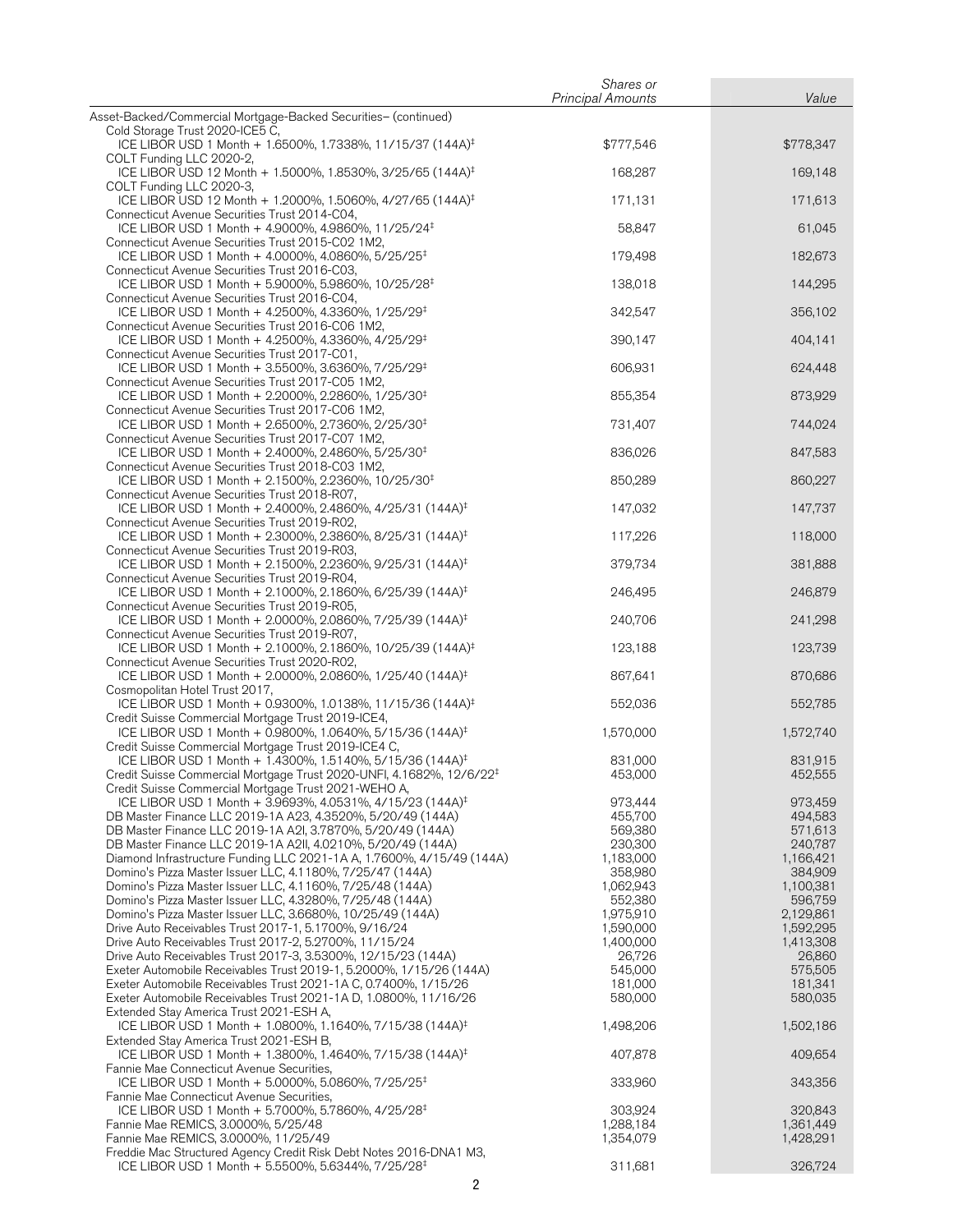| | Shares or Principal Amounts | Value |
|---|---|---|
| Asset-Backed/Commercial Mortgage-Backed Securities– (continued) | | |
| Cold Storage Trust 2020-ICE5 C, ICE LIBOR USD 1 Month + 1.6500%, 1.7338%, 11/15/37 (144A)‡ | $777,546 | $778,347 |
| COLT Funding LLC 2020-2, ICE LIBOR USD 12 Month + 1.5000%, 1.8530%, 3/25/65 (144A)‡ | 168,287 | 169,148 |
| COLT Funding LLC 2020-3, ICE LIBOR USD 12 Month + 1.2000%, 1.5060%, 4/27/65 (144A)‡ | 171,131 | 171,613 |
| Connecticut Avenue Securities Trust 2014-C04, ICE LIBOR USD 1 Month + 4.9000%, 4.9860%, 11/25/24‡ | 58,847 | 61,045 |
| Connecticut Avenue Securities Trust 2015-C02 1M2, ICE LIBOR USD 1 Month + 4.0000%, 4.0860%, 5/25/25‡ | 179,498 | 182,673 |
| Connecticut Avenue Securities Trust 2016-C03, ICE LIBOR USD 1 Month + 5.9000%, 5.9860%, 10/25/28‡ | 138,018 | 144,295 |
| Connecticut Avenue Securities Trust 2016-C04, ICE LIBOR USD 1 Month + 4.2500%, 4.3360%, 1/25/29‡ | 342,547 | 356,102 |
| Connecticut Avenue Securities Trust 2016-C06 1M2, ICE LIBOR USD 1 Month + 4.2500%, 4.3360%, 4/25/29‡ | 390,147 | 404,141 |
| Connecticut Avenue Securities Trust 2017-C01, ICE LIBOR USD 1 Month + 3.5500%, 3.6360%, 7/25/29‡ | 606,931 | 624,448 |
| Connecticut Avenue Securities Trust 2017-C05 1M2, ICE LIBOR USD 1 Month + 2.2000%, 2.2860%, 1/25/30‡ | 855,354 | 873,929 |
| Connecticut Avenue Securities Trust 2017-C06 1M2, ICE LIBOR USD 1 Month + 2.6500%, 2.7360%, 2/25/30‡ | 731,407 | 744,024 |
| Connecticut Avenue Securities Trust 2017-C07 1M2, ICE LIBOR USD 1 Month + 2.4000%, 2.4860%, 5/25/30‡ | 836,026 | 847,583 |
| Connecticut Avenue Securities Trust 2018-C03 1M2, ICE LIBOR USD 1 Month + 2.1500%, 2.2360%, 10/25/30‡ | 850,289 | 860,227 |
| Connecticut Avenue Securities Trust 2018-R07, ICE LIBOR USD 1 Month + 2.4000%, 2.4860%, 4/25/31 (144A)‡ | 147,032 | 147,737 |
| Connecticut Avenue Securities Trust 2019-R02, ICE LIBOR USD 1 Month + 2.3000%, 2.3860%, 8/25/31 (144A)‡ | 117,226 | 118,000 |
| Connecticut Avenue Securities Trust 2019-R03, ICE LIBOR USD 1 Month + 2.1500%, 2.2360%, 9/25/31 (144A)‡ | 379,734 | 381,888 |
| Connecticut Avenue Securities Trust 2019-R04, ICE LIBOR USD 1 Month + 2.1000%, 2.1860%, 6/25/39 (144A)‡ | 246,495 | 246,879 |
| Connecticut Avenue Securities Trust 2019-R05, ICE LIBOR USD 1 Month + 2.0000%, 2.0860%, 7/25/39 (144A)‡ | 240,706 | 241,298 |
| Connecticut Avenue Securities Trust 2019-R07, ICE LIBOR USD 1 Month + 2.1000%, 2.1860%, 10/25/39 (144A)‡ | 123,188 | 123,739 |
| Connecticut Avenue Securities Trust 2020-R02, ICE LIBOR USD 1 Month + 2.0000%, 2.0860%, 1/25/40 (144A)‡ | 867,641 | 870,686 |
| Cosmopolitan Hotel Trust 2017, ICE LIBOR USD 1 Month + 0.9300%, 1.0138%, 11/15/36 (144A)‡ | 552,036 | 552,785 |
| Credit Suisse Commercial Mortgage Trust 2019-ICE4, ICE LIBOR USD 1 Month + 0.9800%, 1.0640%, 5/15/36 (144A)‡ | 1,570,000 | 1,572,740 |
| Credit Suisse Commercial Mortgage Trust 2019-ICE4 C, ICE LIBOR USD 1 Month + 1.4300%, 1.5140%, 5/15/36 (144A)‡ | 831,000 | 831,915 |
| Credit Suisse Commercial Mortgage Trust 2020-UNFI, 4.1682%, 12/6/22‡ | 453,000 | 452,555 |
| Credit Suisse Commercial Mortgage Trust 2021-WEHO A, ICE LIBOR USD 1 Month + 3.9693%, 4.0531%, 4/15/23 (144A)‡ | 973,444 | 973,459 |
| DB Master Finance LLC 2019-1A A23, 4.3520%, 5/20/49 (144A) | 455,700 | 494,583 |
| DB Master Finance LLC 2019-1A A2I, 3.7870%, 5/20/49 (144A) | 569,380 | 571,613 |
| DB Master Finance LLC 2019-1A A2II, 4.0210%, 5/20/49 (144A) | 230,300 | 240,787 |
| Diamond Infrastructure Funding LLC 2021-1A A, 1.7600%, 4/15/49 (144A) | 1,183,000 | 1,166,421 |
| Domino's Pizza Master Issuer LLC, 4.1180%, 7/25/47 (144A) | 358,980 | 384,909 |
| Domino's Pizza Master Issuer LLC, 4.1160%, 7/25/48 (144A) | 1,062,943 | 1,100,381 |
| Domino's Pizza Master Issuer LLC, 4.3280%, 7/25/48 (144A) | 552,380 | 596,759 |
| Domino's Pizza Master Issuer LLC, 3.6680%, 10/25/49 (144A) | 1,975,910 | 2,129,861 |
| Drive Auto Receivables Trust 2017-1, 5.1700%, 9/16/24 | 1,590,000 | 1,592,295 |
| Drive Auto Receivables Trust 2017-2, 5.2700%, 11/15/24 | 1,400,000 | 1,413,308 |
| Drive Auto Receivables Trust 2017-3, 3.5300%, 12/15/23 (144A) | 26,726 | 26,860 |
| Exeter Automobile Receivables Trust 2019-1, 5.2000%, 1/15/26 (144A) | 545,000 | 575,505 |
| Exeter Automobile Receivables Trust 2021-1A C, 0.7400%, 1/15/26 | 181,000 | 181,341 |
| Exeter Automobile Receivables Trust 2021-1A D, 1.0800%, 11/16/26 | 580,000 | 580,035 |
| Extended Stay America Trust 2021-ESH A, ICE LIBOR USD 1 Month + 1.0800%, 1.1640%, 7/15/38 (144A)‡ | 1,498,206 | 1,502,186 |
| Extended Stay America Trust 2021-ESH B, ICE LIBOR USD 1 Month + 1.3800%, 1.4640%, 7/15/38 (144A)‡ | 407,878 | 409,654 |
| Fannie Mae Connecticut Avenue Securities, ICE LIBOR USD 1 Month + 5.0000%, 5.0860%, 7/25/25‡ | 333,960 | 343,356 |
| Fannie Mae Connecticut Avenue Securities, ICE LIBOR USD 1 Month + 5.7000%, 5.7860%, 4/25/28‡ | 303,924 | 320,843 |
| Fannie Mae REMICS, 3.0000%, 5/25/48 | 1,288,184 | 1,361,449 |
| Fannie Mae REMICS, 3.0000%, 11/25/49 | 1,354,079 | 1,428,291 |
| Freddie Mac Structured Agency Credit Risk Debt Notes 2016-DNA1 M3, ICE LIBOR USD 1 Month + 5.5500%, 5.6344%, 7/25/28‡ | 311,681 | 326,724 |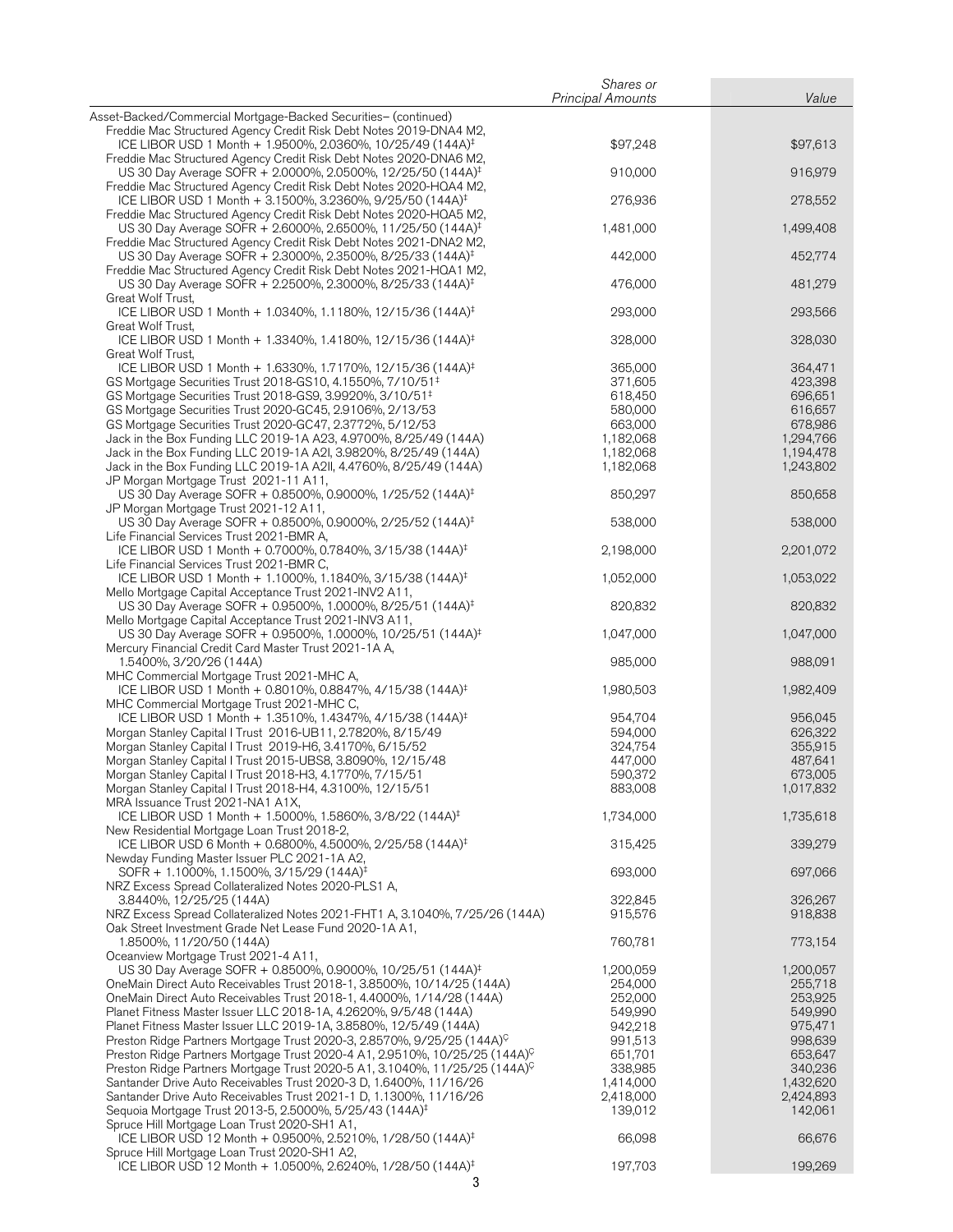| | Shares or Principal Amounts | Value |
|---|---|---|
| Asset-Backed/Commercial Mortgage-Backed Securities– (continued) | | |
| Freddie Mac Structured Agency Credit Risk Debt Notes 2019-DNA4 M2, ICE LIBOR USD 1 Month + 1.9500%, 2.0360%, 10/25/49 (144A)‡ | $97,248 | $97,613 |
| Freddie Mac Structured Agency Credit Risk Debt Notes 2020-DNA6 M2, US 30 Day Average SOFR + 2.0000%, 2.0500%, 12/25/50 (144A)‡ | 910,000 | 916,979 |
| Freddie Mac Structured Agency Credit Risk Debt Notes 2020-HQA4 M2, ICE LIBOR USD 1 Month + 3.1500%, 3.2360%, 9/25/50 (144A)‡ | 276,936 | 278,552 |
| Freddie Mac Structured Agency Credit Risk Debt Notes 2020-HQA5 M2, US 30 Day Average SOFR + 2.6000%, 2.6500%, 11/25/50 (144A)‡ | 1,481,000 | 1,499,408 |
| Freddie Mac Structured Agency Credit Risk Debt Notes 2021-DNA2 M2, US 30 Day Average SOFR + 2.3000%, 2.3500%, 8/25/33 (144A)‡ | 442,000 | 452,774 |
| Freddie Mac Structured Agency Credit Risk Debt Notes 2021-HQA1 M2, US 30 Day Average SOFR + 2.2500%, 2.3000%, 8/25/33 (144A)‡ | 476,000 | 481,279 |
| Great Wolf Trust, ICE LIBOR USD 1 Month + 1.0340%, 1.1180%, 12/15/36 (144A)‡ | 293,000 | 293,566 |
| Great Wolf Trust, ICE LIBOR USD 1 Month + 1.3340%, 1.4180%, 12/15/36 (144A)‡ | 328,000 | 328,030 |
| Great Wolf Trust, ICE LIBOR USD 1 Month + 1.6330%, 1.7170%, 12/15/36 (144A)‡ | 365,000 | 364,471 |
| GS Mortgage Securities Trust 2018-GS10, 4.1550%, 7/10/51‡ | 371,605 | 423,398 |
| GS Mortgage Securities Trust 2018-GS9, 3.9920%, 3/10/51‡ | 618,450 | 696,651 |
| GS Mortgage Securities Trust 2020-GC45, 2.9106%, 2/13/53 | 580,000 | 616,657 |
| GS Mortgage Securities Trust 2020-GC47, 2.3772%, 5/12/53 | 663,000 | 678,986 |
| Jack in the Box Funding LLC 2019-1A A23, 4.9700%, 8/25/49 (144A) | 1,182,068 | 1,294,766 |
| Jack in the Box Funding LLC 2019-1A A2I, 3.9820%, 8/25/49 (144A) | 1,182,068 | 1,194,478 |
| Jack in the Box Funding LLC 2019-1A A2II, 4.4760%, 8/25/49 (144A) | 1,182,068 | 1,243,802 |
| JP Morgan Mortgage Trust 2021-11 A11, US 30 Day Average SOFR + 0.8500%, 0.9000%, 1/25/52 (144A)‡ | 850,297 | 850,658 |
| JP Morgan Mortgage Trust 2021-12 A11, US 30 Day Average SOFR + 0.8500%, 0.9000%, 2/25/52 (144A)‡ | 538,000 | 538,000 |
| Life Financial Services Trust 2021-BMR A, ICE LIBOR USD 1 Month + 0.7000%, 0.7840%, 3/15/38 (144A)‡ | 2,198,000 | 2,201,072 |
| Life Financial Services Trust 2021-BMR C, ICE LIBOR USD 1 Month + 1.1000%, 1.1840%, 3/15/38 (144A)‡ | 1,052,000 | 1,053,022 |
| Mello Mortgage Capital Acceptance Trust 2021-INV2 A11, US 30 Day Average SOFR + 0.9500%, 1.0000%, 8/25/51 (144A)‡ | 820,832 | 820,832 |
| Mello Mortgage Capital Acceptance Trust 2021-INV3 A11, US 30 Day Average SOFR + 0.9500%, 1.0000%, 10/25/51 (144A)‡ | 1,047,000 | 1,047,000 |
| Mercury Financial Credit Card Master Trust 2021-1A A, 1.5400%, 3/20/26 (144A) | 985,000 | 988,091 |
| MHC Commercial Mortgage Trust 2021-MHC A, ICE LIBOR USD 1 Month + 0.8010%, 0.8847%, 4/15/38 (144A)‡ | 1,980,503 | 1,982,409 |
| MHC Commercial Mortgage Trust 2021-MHC C, ICE LIBOR USD 1 Month + 1.3510%, 1.4347%, 4/15/38 (144A)‡ | 954,704 | 956,045 |
| Morgan Stanley Capital I Trust 2016-UB11, 2.7820%, 8/15/49 | 594,000 | 626,322 |
| Morgan Stanley Capital I Trust 2019-H6, 3.4170%, 6/15/52 | 324,754 | 355,915 |
| Morgan Stanley Capital I Trust 2015-UBS8, 3.8090%, 12/15/48 | 447,000 | 487,641 |
| Morgan Stanley Capital I Trust 2018-H3, 4.1770%, 7/15/51 | 590,372 | 673,005 |
| Morgan Stanley Capital I Trust 2018-H4, 4.3100%, 12/15/51 | 883,008 | 1,017,832 |
| MRA Issuance Trust 2021-NA1 A1X, ICE LIBOR USD 1 Month + 1.5000%, 1.5860%, 3/8/22 (144A)‡ | 1,734,000 | 1,735,618 |
| New Residential Mortgage Loan Trust 2018-2, ICE LIBOR USD 6 Month + 0.6800%, 4.5000%, 2/25/58 (144A)‡ | 315,425 | 339,279 |
| Newday Funding Master Issuer PLC 2021-1A A2, SOFR + 1.1000%, 1.1500%, 3/15/29 (144A)‡ | 693,000 | 697,066 |
| NRZ Excess Spread Collateralized Notes 2020-PLS1 A, 3.8440%, 12/25/25 (144A) | 322,845 | 326,267 |
| NRZ Excess Spread Collateralized Notes 2021-FHT1 A, 3.1040%, 7/25/26 (144A) | 915,576 | 918,838 |
| Oak Street Investment Grade Net Lease Fund 2020-1A A1, 1.8500%, 11/20/50 (144A) | 760,781 | 773,154 |
| Oceanview Mortgage Trust 2021-4 A11, US 30 Day Average SOFR + 0.8500%, 0.9000%, 10/25/51 (144A)‡ | 1,200,059 | 1,200,057 |
| OneMain Direct Auto Receivables Trust 2018-1, 3.8500%, 10/14/25 (144A) | 254,000 | 255,718 |
| OneMain Direct Auto Receivables Trust 2018-1, 4.4000%, 1/14/28 (144A) | 252,000 | 253,925 |
| Planet Fitness Master Issuer LLC 2018-1A, 4.2620%, 9/5/48 (144A) | 549,990 | 549,990 |
| Planet Fitness Master Issuer LLC 2019-1A, 3.8580%, 12/5/49 (144A) | 942,218 | 975,471 |
| Preston Ridge Partners Mortgage Trust 2020-3, 2.8570%, 9/25/25 (144A)Ç | 991,513 | 998,639 |
| Preston Ridge Partners Mortgage Trust 2020-4 A1, 2.9510%, 10/25/25 (144A)Ç | 651,701 | 653,647 |
| Preston Ridge Partners Mortgage Trust 2020-5 A1, 3.1040%, 11/25/25 (144A)Ç | 338,985 | 340,236 |
| Santander Drive Auto Receivables Trust 2020-3 D, 1.6400%, 11/16/26 | 1,414,000 | 1,432,620 |
| Santander Drive Auto Receivables Trust 2021-1 D, 1.1300%, 11/16/26 | 2,418,000 | 2,424,893 |
| Sequoia Mortgage Trust 2013-5, 2.5000%, 5/25/43 (144A)‡ | 139,012 | 142,061 |
| Spruce Hill Mortgage Loan Trust 2020-SH1 A1, ICE LIBOR USD 12 Month + 0.9500%, 2.5210%, 1/28/50 (144A)‡ | 66,098 | 66,676 |
| Spruce Hill Mortgage Loan Trust 2020-SH1 A2, ICE LIBOR USD 12 Month + 1.0500%, 2.6240%, 1/28/50 (144A)‡ | 197,703 | 199,269 |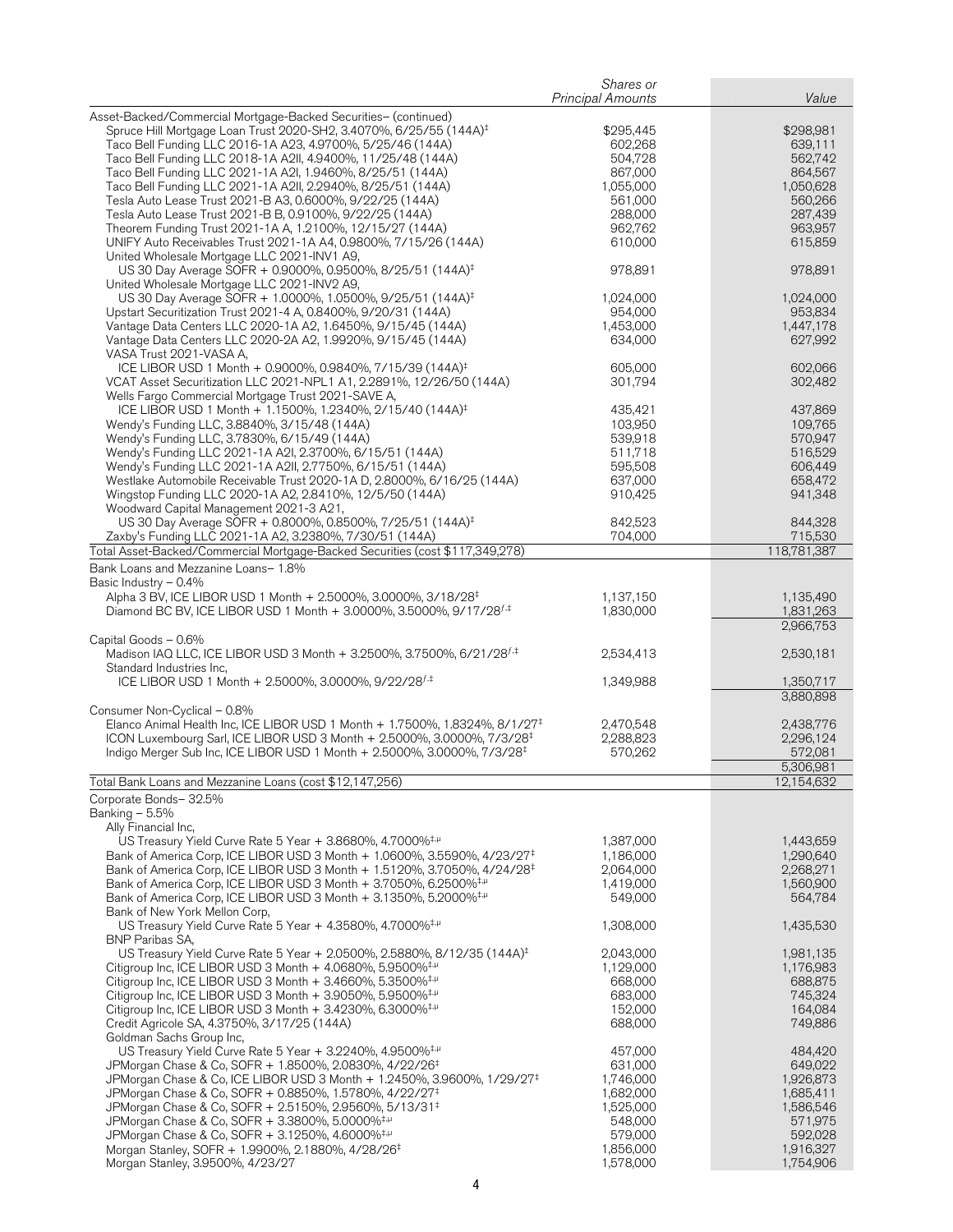| | Shares or Principal Amounts | Value |
|---|---|---|
| Asset-Backed/Commercial Mortgage-Backed Securities– (continued) | | |
| Spruce Hill Mortgage Loan Trust 2020-SH2, 3.4070%, 6/25/55 (144A)‡ | $295,445 | $298,981 |
| Taco Bell Funding LLC 2016-1A A23, 4.9700%, 5/25/46 (144A) | 602,268 | 639,111 |
| Taco Bell Funding LLC 2018-1A A2II, 4.9400%, 11/25/48 (144A) | 504,728 | 562,742 |
| Taco Bell Funding LLC 2021-1A A2I, 1.9460%, 8/25/51 (144A) | 867,000 | 864,567 |
| Taco Bell Funding LLC 2021-1A A2II, 2.2940%, 8/25/51 (144A) | 1,055,000 | 1,050,628 |
| Tesla Auto Lease Trust 2021-B A3, 0.6000%, 9/22/25 (144A) | 561,000 | 560,266 |
| Tesla Auto Lease Trust 2021-B B, 0.9100%, 9/22/25 (144A) | 288,000 | 287,439 |
| Theorem Funding Trust 2021-1A A, 1.2100%, 12/15/27 (144A) | 962,762 | 963,957 |
| UNIFY Auto Receivables Trust 2021-1A A4, 0.9800%, 7/15/26 (144A) | 610,000 | 615,859 |
| United Wholesale Mortgage LLC 2021-INV1 A9, US 30 Day Average SOFR + 0.9000%, 0.9500%, 8/25/51 (144A)‡ | 978,891 | 978,891 |
| United Wholesale Mortgage LLC 2021-INV2 A9, US 30 Day Average SOFR + 1.0000%, 1.0500%, 9/25/51 (144A)‡ | 1,024,000 | 1,024,000 |
| Upstart Securitization Trust 2021-4 A, 0.8400%, 9/20/31 (144A) | 954,000 | 953,834 |
| Vantage Data Centers LLC 2020-1A A2, 1.6450%, 9/15/45 (144A) | 1,453,000 | 1,447,178 |
| Vantage Data Centers LLC 2020-2A A2, 1.9920%, 9/15/45 (144A) | 634,000 | 627,992 |
| VASA Trust 2021-VASA A, ICE LIBOR USD 1 Month + 0.9000%, 0.9840%, 7/15/39 (144A)‡ | 605,000 | 602,066 |
| VCAT Asset Securitization LLC 2021-NPL1 A1, 2.2891%, 12/26/50 (144A) | 301,794 | 302,482 |
| Wells Fargo Commercial Mortgage Trust 2021-SAVE A, ICE LIBOR USD 1 Month + 1.1500%, 1.2340%, 2/15/40 (144A)‡ | 435,421 | 437,869 |
| Wendy's Funding LLC, 3.8840%, 3/15/48 (144A) | 103,950 | 109,765 |
| Wendy's Funding LLC, 3.7830%, 6/15/49 (144A) | 539,918 | 570,947 |
| Wendy's Funding LLC 2021-1A A2I, 2.3700%, 6/15/51 (144A) | 511,718 | 516,529 |
| Wendy's Funding LLC 2021-1A A2II, 2.7750%, 6/15/51 (144A) | 595,508 | 606,449 |
| Westlake Automobile Receivable Trust 2020-1A D, 2.8000%, 6/16/25 (144A) | 637,000 | 658,472 |
| Wingstop Funding LLC 2020-1A A2, 2.8410%, 12/5/50 (144A) | 910,425 | 941,348 |
| Woodward Capital Management 2021-3 A21, US 30 Day Average SOFR + 0.8000%, 0.8500%, 7/25/51 (144A)‡ | 842,523 | 844,328 |
| Zaxby's Funding LLC 2021-1A A2, 3.2380%, 7/30/51 (144A) | 704,000 | 715,530 |
| Total Asset-Backed/Commercial Mortgage-Backed Securities (cost $117,349,278) | | 118,781,387 |
| Bank Loans and Mezzanine Loans– 1.8% | | |
| Basic Industry – 0.4% | | |
| Alpha 3 BV, ICE LIBOR USD 1 Month + 2.5000%, 3.0000%, 3/18/28‡ | 1,137,150 | 1,135,490 |
| Diamond BC BV, ICE LIBOR USD 1 Month + 3.0000%, 3.5000%, 9/17/28ƒ,‡ | 1,830,000 | 1,831,263 |
| | | 2,966,753 |
| Capital Goods – 0.6% | | |
| Madison IAQ LLC, ICE LIBOR USD 3 Month + 3.2500%, 3.7500%, 6/21/28ƒ,‡ | 2,534,413 | 2,530,181 |
| Standard Industries Inc, ICE LIBOR USD 1 Month + 2.5000%, 3.0000%, 9/22/28ƒ,‡ | 1,349,988 | 1,350,717 |
| | | 3,880,898 |
| Consumer Non-Cyclical – 0.8% | | |
| Elanco Animal Health Inc, ICE LIBOR USD 1 Month + 1.7500%, 1.8324%, 8/1/27‡ | 2,470,548 | 2,438,776 |
| ICON Luxembourg Sarl, ICE LIBOR USD 3 Month + 2.5000%, 3.0000%, 7/3/28‡ | 2,288,823 | 2,296,124 |
| Indigo Merger Sub Inc, ICE LIBOR USD 1 Month + 2.5000%, 3.0000%, 7/3/28‡ | 570,262 | 572,081 |
| | | 5,306,981 |
| Total Bank Loans and Mezzanine Loans (cost $12,147,256) | | 12,154,632 |
| Corporate Bonds– 32.5% | | |
| Banking – 5.5% | | |
| Ally Financial Inc, US Treasury Yield Curve Rate 5 Year + 3.8680%, 4.7000%‡,µ | 1,387,000 | 1,443,659 |
| Bank of America Corp, ICE LIBOR USD 3 Month + 1.0600%, 3.5590%, 4/23/27‡ | 1,186,000 | 1,290,640 |
| Bank of America Corp, ICE LIBOR USD 3 Month + 1.5120%, 3.7050%, 4/24/28‡ | 2,064,000 | 2,268,271 |
| Bank of America Corp, ICE LIBOR USD 3 Month + 3.7050%, 6.2500%‡,µ | 1,419,000 | 1,560,900 |
| Bank of America Corp, ICE LIBOR USD 3 Month + 3.1350%, 5.2000%‡,µ | 549,000 | 564,784 |
| Bank of New York Mellon Corp, US Treasury Yield Curve Rate 5 Year + 4.3580%, 4.7000%‡,µ | 1,308,000 | 1,435,530 |
| BNP Paribas SA, US Treasury Yield Curve Rate 5 Year + 2.0500%, 2.5880%, 8/12/35 (144A)‡ | 2,043,000 | 1,981,135 |
| Citigroup Inc, ICE LIBOR USD 3 Month + 4.0680%, 5.9500%‡,µ | 1,129,000 | 1,176,983 |
| Citigroup Inc, ICE LIBOR USD 3 Month + 3.4660%, 5.3500%‡,µ | 668,000 | 688,875 |
| Citigroup Inc, ICE LIBOR USD 3 Month + 3.9050%, 5.9500%‡,µ | 683,000 | 745,324 |
| Citigroup Inc, ICE LIBOR USD 3 Month + 3.4230%, 6.3000%‡,µ | 152,000 | 164,084 |
| Credit Agricole SA, 4.3750%, 3/17/25 (144A) | 688,000 | 749,886 |
| Goldman Sachs Group Inc, US Treasury Yield Curve Rate 5 Year + 3.2240%, 4.9500%‡,µ | 457,000 | 484,420 |
| JPMorgan Chase & Co, SOFR + 1.8500%, 2.0830%, 4/22/26‡ | 631,000 | 649,022 |
| JPMorgan Chase & Co, ICE LIBOR USD 3 Month + 1.2450%, 3.9600%, 1/29/27‡ | 1,746,000 | 1,926,873 |
| JPMorgan Chase & Co, SOFR + 0.8850%, 1.5780%, 4/22/27‡ | 1,682,000 | 1,685,411 |
| JPMorgan Chase & Co, SOFR + 2.5150%, 2.9560%, 5/13/31‡ | 1,525,000 | 1,586,546 |
| JPMorgan Chase & Co, SOFR + 3.3800%, 5.0000%‡,µ | 548,000 | 571,975 |
| JPMorgan Chase & Co, SOFR + 3.1250%, 4.6000%‡,µ | 579,000 | 592,028 |
| Morgan Stanley, SOFR + 1.9900%, 2.1880%, 4/28/26‡ | 1,856,000 | 1,916,327 |
| Morgan Stanley, 3.9500%, 4/23/27 | 1,578,000 | 1,754,906 |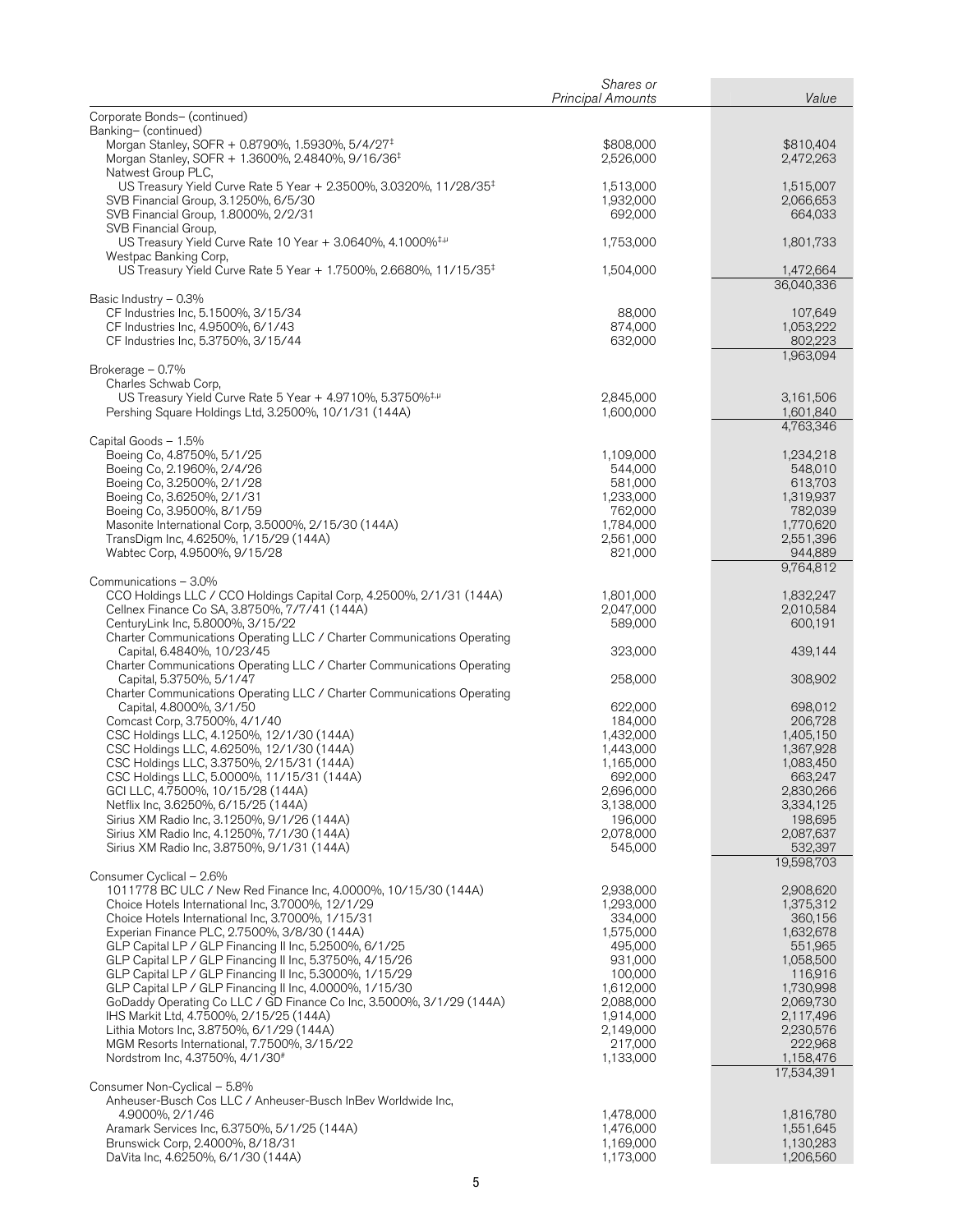| | Shares or Principal Amounts | Value |
|---|---|---|
| Corporate Bonds– (continued) | | |
| Banking– (continued) | | |
| Morgan Stanley, SOFR + 0.8790%, 1.5930%, 5/4/27‡ | $808,000 | $810,404 |
| Morgan Stanley, SOFR + 1.3600%, 2.4840%, 9/16/36‡ | 2,526,000 | 2,472,263 |
| Natwest Group PLC, | | |
| US Treasury Yield Curve Rate 5 Year + 2.3500%, 3.0320%, 11/28/35‡ | 1,513,000 | 1,515,007 |
| SVB Financial Group, 3.1250%, 6/5/30 | 1,932,000 | 2,066,653 |
| SVB Financial Group, 1.8000%, 2/2/31 | 692,000 | 664,033 |
| SVB Financial Group, | | |
| US Treasury Yield Curve Rate 10 Year + 3.0640%, 4.1000%‡,µ | 1,753,000 | 1,801,733 |
| Westpac Banking Corp, | | |
| US Treasury Yield Curve Rate 5 Year + 1.7500%, 2.6680%, 11/15/35‡ | 1,504,000 | 1,472,664 |
| | | 36,040,336 |
| Basic Industry – 0.3% | | |
| CF Industries Inc, 5.1500%, 3/15/34 | 88,000 | 107,649 |
| CF Industries Inc, 4.9500%, 6/1/43 | 874,000 | 1,053,222 |
| CF Industries Inc, 5.3750%, 3/15/44 | 632,000 | 802,223 |
| | | 1,963,094 |
| Brokerage – 0.7% | | |
| Charles Schwab Corp, | | |
| US Treasury Yield Curve Rate 5 Year + 4.9710%, 5.3750%‡,µ | 2,845,000 | 3,161,506 |
| Pershing Square Holdings Ltd, 3.2500%, 10/1/31 (144A) | 1,600,000 | 1,601,840 |
| | | 4,763,346 |
| Capital Goods – 1.5% | | |
| Boeing Co, 4.8750%, 5/1/25 | 1,109,000 | 1,234,218 |
| Boeing Co, 2.1960%, 2/4/26 | 544,000 | 548,010 |
| Boeing Co, 3.2500%, 2/1/28 | 581,000 | 613,703 |
| Boeing Co, 3.6250%, 2/1/31 | 1,233,000 | 1,319,937 |
| Boeing Co, 3.9500%, 8/1/59 | 762,000 | 782,039 |
| Masonite International Corp, 3.5000%, 2/15/30 (144A) | 1,784,000 | 1,770,620 |
| TransDigm Inc, 4.6250%, 1/15/29 (144A) | 2,561,000 | 2,551,396 |
| Wabtec Corp, 4.9500%, 9/15/28 | 821,000 | 944,889 |
| | | 9,764,812 |
| Communications – 3.0% | | |
| CCO Holdings LLC / CCO Holdings Capital Corp, 4.2500%, 2/1/31 (144A) | 1,801,000 | 1,832,247 |
| Cellnex Finance Co SA, 3.8750%, 7/7/41 (144A) | 2,047,000 | 2,010,584 |
| CenturyLink Inc, 5.8000%, 3/15/22 | 589,000 | 600,191 |
| Charter Communications Operating LLC / Charter Communications Operating Capital, 6.4840%, 10/23/45 | 323,000 | 439,144 |
| Charter Communications Operating LLC / Charter Communications Operating Capital, 5.3750%, 5/1/47 | 258,000 | 308,902 |
| Charter Communications Operating LLC / Charter Communications Operating Capital, 4.8000%, 3/1/50 | 622,000 | 698,012 |
| Comcast Corp, 3.7500%, 4/1/40 | 184,000 | 206,728 |
| CSC Holdings LLC, 4.1250%, 12/1/30 (144A) | 1,432,000 | 1,405,150 |
| CSC Holdings LLC, 4.6250%, 12/1/30 (144A) | 1,443,000 | 1,367,928 |
| CSC Holdings LLC, 3.3750%, 2/15/31 (144A) | 1,165,000 | 1,083,450 |
| CSC Holdings LLC, 5.0000%, 11/15/31 (144A) | 692,000 | 663,247 |
| GCI LLC, 4.7500%, 10/15/28 (144A) | 2,696,000 | 2,830,266 |
| Netflix Inc, 3.6250%, 6/15/25 (144A) | 3,138,000 | 3,334,125 |
| Sirius XM Radio Inc, 3.1250%, 9/1/26 (144A) | 196,000 | 198,695 |
| Sirius XM Radio Inc, 4.1250%, 7/1/30 (144A) | 2,078,000 | 2,087,637 |
| Sirius XM Radio Inc, 3.8750%, 9/1/31 (144A) | 545,000 | 532,397 |
| | | 19,598,703 |
| Consumer Cyclical – 2.6% | | |
| 1011778 BC ULC / New Red Finance Inc, 4.0000%, 10/15/30 (144A) | 2,938,000 | 2,908,620 |
| Choice Hotels International Inc, 3.7000%, 12/1/29 | 1,293,000 | 1,375,312 |
| Choice Hotels International Inc, 3.7000%, 1/15/31 | 334,000 | 360,156 |
| Experian Finance PLC, 2.7500%, 3/8/30 (144A) | 1,575,000 | 1,632,678 |
| GLP Capital LP / GLP Financing II Inc, 5.2500%, 6/1/25 | 495,000 | 551,965 |
| GLP Capital LP / GLP Financing II Inc, 5.3750%, 4/15/26 | 931,000 | 1,058,500 |
| GLP Capital LP / GLP Financing II Inc, 5.3000%, 1/15/29 | 100,000 | 116,916 |
| GLP Capital LP / GLP Financing II Inc, 4.0000%, 1/15/30 | 1,612,000 | 1,730,998 |
| GoDaddy Operating Co LLC / GD Finance Co Inc, 3.5000%, 3/1/29 (144A) | 2,088,000 | 2,069,730 |
| IHS Markit Ltd, 4.7500%, 2/15/25 (144A) | 1,914,000 | 2,117,496 |
| Lithia Motors Inc, 3.8750%, 6/1/29 (144A) | 2,149,000 | 2,230,576 |
| MGM Resorts International, 7.7500%, 3/15/22 | 217,000 | 222,968 |
| Nordstrom Inc, 4.3750%, 4/1/30# | 1,133,000 | 1,158,476 |
| | | 17,534,391 |
| Consumer Non-Cyclical – 5.8% | | |
| Anheuser-Busch Cos LLC / Anheuser-Busch InBev Worldwide Inc, 4.9000%, 2/1/46 | 1,478,000 | 1,816,780 |
| Aramark Services Inc, 6.3750%, 5/1/25 (144A) | 1,476,000 | 1,551,645 |
| Brunswick Corp, 2.4000%, 8/18/31 | 1,169,000 | 1,130,283 |
| DaVita Inc, 4.6250%, 6/1/30 (144A) | 1,173,000 | 1,206,560 |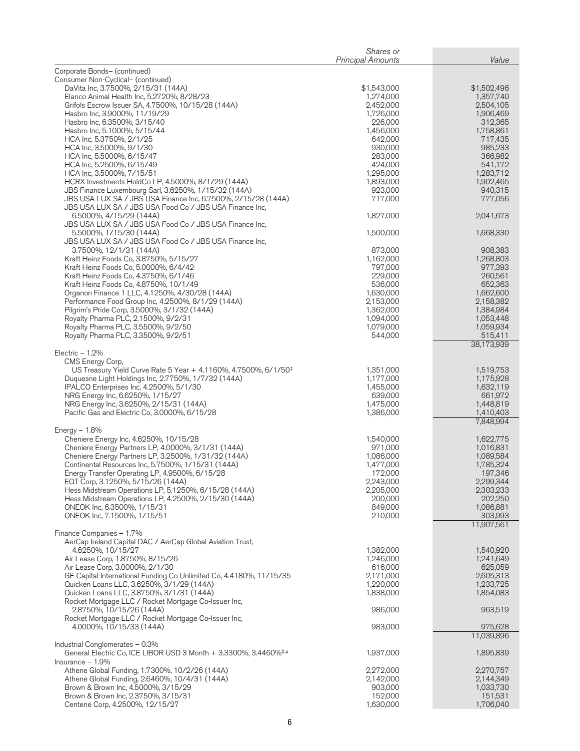| | Shares or Principal Amounts | Value |
|---|---|---|
| Corporate Bonds– (continued) | | |
| Consumer Non-Cyclical– (continued) | | |
| DaVita Inc, 3.7500%, 2/15/31 (144A) | $1,543,000 | $1,502,496 |
| Elanco Animal Health Inc, 5.2720%, 8/28/23 | 1,274,000 | 1,357,740 |
| Grifols Escrow Issuer SA, 4.7500%, 10/15/28 (144A) | 2,452,000 | 2,504,105 |
| Hasbro Inc, 3.9000%, 11/19/29 | 1,726,000 | 1,906,469 |
| Hasbro Inc, 6.3500%, 3/15/40 | 226,000 | 312,365 |
| Hasbro Inc, 5.1000%, 5/15/44 | 1,456,000 | 1,758,861 |
| HCA Inc, 5.3750%, 2/1/25 | 642,000 | 717,435 |
| HCA Inc, 3.5000%, 9/1/30 | 930,000 | 985,233 |
| HCA Inc, 5.5000%, 6/15/47 | 283,000 | 366,982 |
| HCA Inc, 5.2500%, 6/15/49 | 424,000 | 541,172 |
| HCA Inc, 3.5000%, 7/15/51 | 1,295,000 | 1,283,712 |
| HCRX Investments HoldCo LP, 4.5000%, 8/1/29 (144A) | 1,893,000 | 1,902,465 |
| JBS Finance Luxembourg Sarl, 3.6250%, 1/15/32 (144A) | 923,000 | 940,315 |
| JBS USA LUX SA / JBS USA Finance Inc, 6.7500%, 2/15/28 (144A) | 717,000 | 777,056 |
| JBS USA LUX SA / JBS USA Food Co / JBS USA Finance Inc, 6.5000%, 4/15/29 (144A) | 1,827,000 | 2,041,673 |
| JBS USA LUX SA / JBS USA Food Co / JBS USA Finance Inc, 5.5000%, 1/15/30 (144A) | 1,500,000 | 1,668,330 |
| JBS USA LUX SA / JBS USA Food Co / JBS USA Finance Inc, 3.7500%, 12/1/31 (144A) | 873,000 | 908,383 |
| Kraft Heinz Foods Co, 3.8750%, 5/15/27 | 1,162,000 | 1,268,803 |
| Kraft Heinz Foods Co, 5.0000%, 6/4/42 | 797,000 | 977,393 |
| Kraft Heinz Foods Co, 4.3750%, 6/1/46 | 229,000 | 260,561 |
| Kraft Heinz Foods Co, 4.8750%, 10/1/49 | 536,000 | 652,363 |
| Organon Finance 1 LLC, 4.1250%, 4/30/28 (144A) | 1,630,000 | 1,662,600 |
| Performance Food Group Inc, 4.2500%, 8/1/29 (144A) | 2,153,000 | 2,158,382 |
| Pilgrim's Pride Corp, 3.5000%, 3/1/32 (144A) | 1,362,000 | 1,384,984 |
| Royalty Pharma PLC, 2.1500%, 9/2/31 | 1,094,000 | 1,053,448 |
| Royalty Pharma PLC, 3.5500%, 9/2/50 | 1,079,000 | 1,059,934 |
| Royalty Pharma PLC, 3.3500%, 9/2/51 | 544,000 | 515,411 |
| | | 38,173,939 |
| Electric – 1.2% | | |
| CMS Energy Corp, US Treasury Yield Curve Rate 5 Year + 4.1160%, 4.7500%, 6/1/50‡ | 1,351,000 | 1,519,753 |
| Duquesne Light Holdings Inc, 2.7750%, 1/7/32 (144A) | 1,177,000 | 1,175,928 |
| IPALCO Enterprises Inc, 4.2500%, 5/1/30 | 1,455,000 | 1,632,119 |
| NRG Energy Inc, 6.6250%, 1/15/27 | 639,000 | 661,972 |
| NRG Energy Inc, 3.6250%, 2/15/31 (144A) | 1,475,000 | 1,448,819 |
| Pacific Gas and Electric Co, 3.0000%, 6/15/28 | 1,386,000 | 1,410,403 |
| | | 7,848,994 |
| Energy – 1.8% | | |
| Cheniere Energy Inc, 4.6250%, 10/15/28 | 1,540,000 | 1,622,775 |
| Cheniere Energy Partners LP, 4.0000%, 3/1/31 (144A) | 971,000 | 1,016,831 |
| Cheniere Energy Partners LP, 3.2500%, 1/31/32 (144A) | 1,086,000 | 1,089,584 |
| Continental Resources Inc, 5.7500%, 1/15/31 (144A) | 1,477,000 | 1,785,324 |
| Energy Transfer Operating LP, 4.9500%, 6/15/28 | 172,000 | 197,346 |
| EQT Corp, 3.1250%, 5/15/26 (144A) | 2,243,000 | 2,299,344 |
| Hess Midstream Operations LP, 5.1250%, 6/15/28 (144A) | 2,205,000 | 2,303,233 |
| Hess Midstream Operations LP, 4.2500%, 2/15/30 (144A) | 200,000 | 202,250 |
| ONEOK Inc, 6.3500%, 1/15/31 | 849,000 | 1,086,881 |
| ONEOK Inc, 7.1500%, 1/15/51 | 210,000 | 303,993 |
| | | 11,907,561 |
| Finance Companies – 1.7% | | |
| AerCap Ireland Capital DAC / AerCap Global Aviation Trust, 4.6250%, 10/15/27 | 1,382,000 | 1,540,920 |
| Air Lease Corp, 1.8750%, 8/15/26 | 1,246,000 | 1,241,649 |
| Air Lease Corp, 3.0000%, 2/1/30 | 616,000 | 625,059 |
| GE Capital International Funding Co Unlimited Co, 4.4180%, 11/15/35 | 2,171,000 | 2,605,313 |
| Quicken Loans LLC, 3.6250%, 3/1/29 (144A) | 1,220,000 | 1,233,725 |
| Quicken Loans LLC, 3.8750%, 3/1/31 (144A) | 1,838,000 | 1,854,083 |
| Rocket Mortgage LLC / Rocket Mortgage Co-Issuer Inc, 2.8750%, 10/15/26 (144A) | 986,000 | 963,519 |
| Rocket Mortgage LLC / Rocket Mortgage Co-Issuer Inc, 4.0000%, 10/15/33 (144A) | 983,000 | 975,628 |
| | | 11,039,896 |
| Industrial Conglomerates – 0.3% | | |
| General Electric Co, ICE LIBOR USD 3 Month + 3.3300%, 3.4460%‡,µ | 1,937,000 | 1,895,839 |
| Insurance – 1.9% | | |
| Athene Global Funding, 1.7300%, 10/2/26 (144A) | 2,272,000 | 2,270,757 |
| Athene Global Funding, 2.6460%, 10/4/31 (144A) | 2,142,000 | 2,144,349 |
| Brown & Brown Inc, 4.5000%, 3/15/29 | 903,000 | 1,033,730 |
| Brown & Brown Inc, 2.3750%, 3/15/31 | 152,000 | 151,531 |
| Centene Corp, 4.2500%, 12/15/27 | 1,630,000 | 1,706,040 |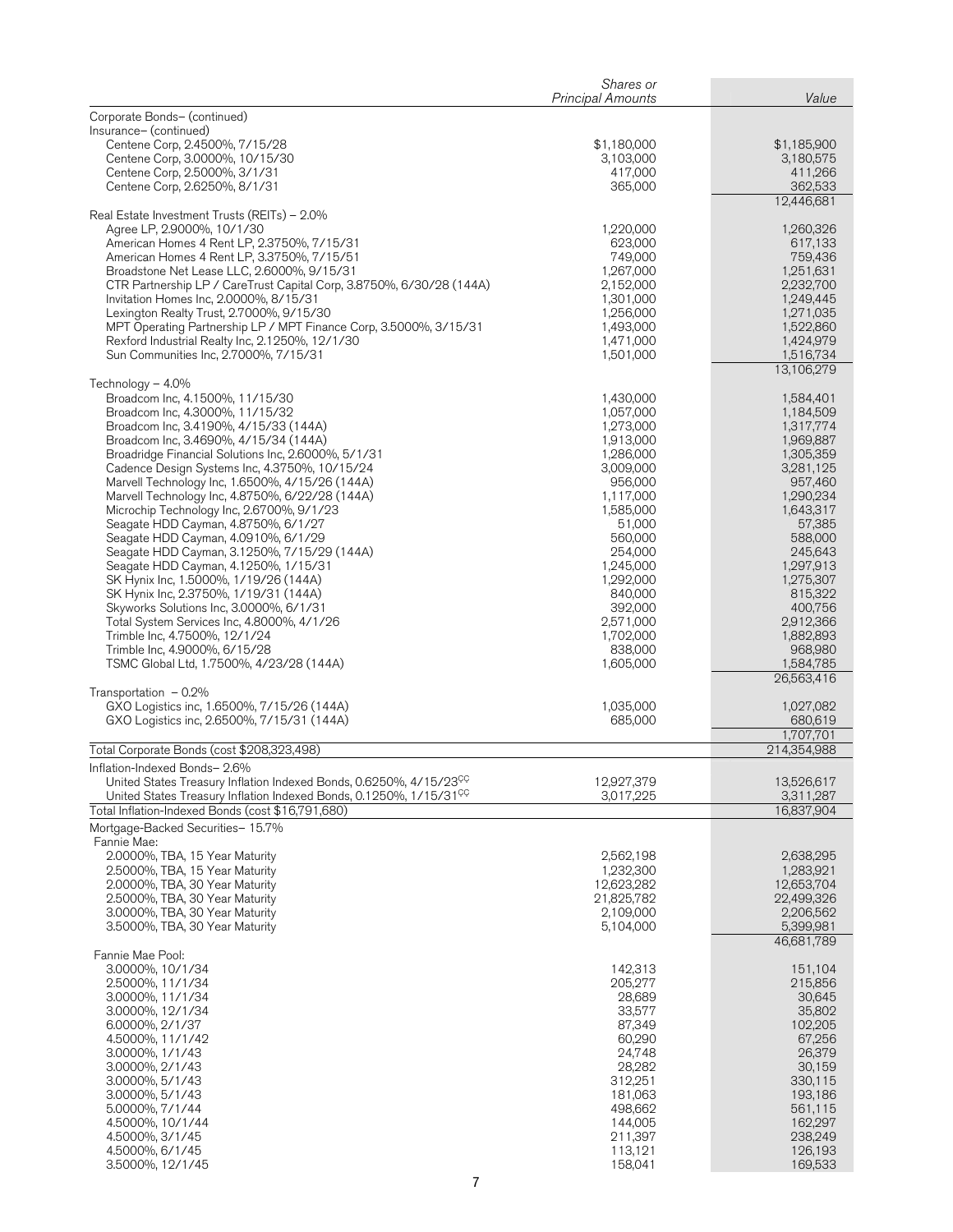| | Shares or Principal Amounts | Value |
|---|---|---|
| Corporate Bonds– (continued) | | |
| Insurance– (continued) | | |
| Centene Corp, 2.4500%, 7/15/28 | $1,180,000 | $1,185,900 |
| Centene Corp, 3.0000%, 10/15/30 | 3,103,000 | 3,180,575 |
| Centene Corp, 2.5000%, 3/1/31 | 417,000 | 411,266 |
| Centene Corp, 2.6250%, 8/1/31 | 365,000 | 362,533 |
| | | 12,446,681 |
| Real Estate Investment Trusts (REITs) – 2.0% | | |
| Agree LP, 2.9000%, 10/1/30 | 1,220,000 | 1,260,326 |
| American Homes 4 Rent LP, 2.3750%, 7/15/31 | 623,000 | 617,133 |
| American Homes 4 Rent LP, 3.3750%, 7/15/51 | 749,000 | 759,436 |
| Broadstone Net Lease LLC, 2.6000%, 9/15/31 | 1,267,000 | 1,251,631 |
| CTR Partnership LP / CareTrust Capital Corp, 3.8750%, 6/30/28 (144A) | 2,152,000 | 2,232,700 |
| Invitation Homes Inc, 2.0000%, 8/15/31 | 1,301,000 | 1,249,445 |
| Lexington Realty Trust, 2.7000%, 9/15/30 | 1,256,000 | 1,271,035 |
| MPT Operating Partnership LP / MPT Finance Corp, 3.5000%, 3/15/31 | 1,493,000 | 1,522,860 |
| Rexford Industrial Realty Inc, 2.1250%, 12/1/30 | 1,471,000 | 1,424,979 |
| Sun Communities Inc, 2.7000%, 7/15/31 | 1,501,000 | 1,516,734 |
| | | 13,106,279 |
| Technology – 4.0% | | |
| Broadcom Inc, 4.1500%, 11/15/30 | 1,430,000 | 1,584,401 |
| Broadcom Inc, 4.3000%, 11/15/32 | 1,057,000 | 1,184,509 |
| Broadcom Inc, 3.4190%, 4/15/33 (144A) | 1,273,000 | 1,317,774 |
| Broadcom Inc, 3.4690%, 4/15/34 (144A) | 1,913,000 | 1,969,887 |
| Broadridge Financial Solutions Inc, 2.6000%, 5/1/31 | 1,286,000 | 1,305,359 |
| Cadence Design Systems Inc, 4.3750%, 10/15/24 | 3,009,000 | 3,281,125 |
| Marvell Technology Inc, 1.6500%, 4/15/26 (144A) | 956,000 | 957,460 |
| Marvell Technology Inc, 4.8750%, 6/22/28 (144A) | 1,117,000 | 1,290,234 |
| Microchip Technology Inc, 2.6700%, 9/1/23 | 1,585,000 | 1,643,317 |
| Seagate HDD Cayman, 4.8750%, 6/1/27 | 51,000 | 57,385 |
| Seagate HDD Cayman, 4.0910%, 6/1/29 | 560,000 | 588,000 |
| Seagate HDD Cayman, 3.1250%, 7/15/29 (144A) | 254,000 | 245,643 |
| Seagate HDD Cayman, 4.1250%, 1/15/31 | 1,245,000 | 1,297,913 |
| SK Hynix Inc, 1.5000%, 1/19/26 (144A) | 1,292,000 | 1,275,307 |
| SK Hynix Inc, 2.3750%, 1/19/31 (144A) | 840,000 | 815,322 |
| Skyworks Solutions Inc, 3.0000%, 6/1/31 | 392,000 | 400,756 |
| Total System Services Inc, 4.8000%, 4/1/26 | 2,571,000 | 2,912,366 |
| Trimble Inc, 4.7500%, 12/1/24 | 1,702,000 | 1,882,893 |
| Trimble Inc, 4.9000%, 6/15/28 | 838,000 | 968,980 |
| TSMC Global Ltd, 1.7500%, 4/23/28 (144A) | 1,605,000 | 1,584,785 |
| | | 26,563,416 |
| Transportation – 0.2% | | |
| GXO Logistics inc, 1.6500%, 7/15/26 (144A) | 1,035,000 | 1,027,082 |
| GXO Logistics inc, 2.6500%, 7/15/31 (144A) | 685,000 | 680,619 |
| | | 1,707,701 |
| Total Corporate Bonds (cost $208,323,498) | | 214,354,988 |
| Inflation-Indexed Bonds– 2.6% | | |
| United States Treasury Inflation Indexed Bonds, 0.6250%, 4/15/23ÇÇ | 12,927,379 | 13,526,617 |
| United States Treasury Inflation Indexed Bonds, 0.1250%, 1/15/31ÇÇ | 3,017,225 | 3,311,287 |
| Total Inflation-Indexed Bonds (cost $16,791,680) | | 16,837,904 |
| Mortgage-Backed Securities– 15.7% | | |
| Fannie Mae: | | |
| 2.0000%, TBA, 15 Year Maturity | 2,562,198 | 2,638,295 |
| 2.5000%, TBA, 15 Year Maturity | 1,232,300 | 1,283,921 |
| 2.0000%, TBA, 30 Year Maturity | 12,623,282 | 12,653,704 |
| 2.5000%, TBA, 30 Year Maturity | 21,825,782 | 22,499,326 |
| 3.0000%, TBA, 30 Year Maturity | 2,109,000 | 2,206,562 |
| 3.5000%, TBA, 30 Year Maturity | 5,104,000 | 5,399,981 |
| | | 46,681,789 |
| Fannie Mae Pool: | | |
| 3.0000%, 10/1/34 | 142,313 | 151,104 |
| 2.5000%, 11/1/34 | 205,277 | 215,856 |
| 3.0000%, 11/1/34 | 28,689 | 30,645 |
| 3.0000%, 12/1/34 | 33,577 | 35,802 |
| 6.0000%, 2/1/37 | 87,349 | 102,205 |
| 4.5000%, 11/1/42 | 60,290 | 67,256 |
| 3.0000%, 1/1/43 | 24,748 | 26,379 |
| 3.0000%, 2/1/43 | 28,282 | 30,159 |
| 3.0000%, 5/1/43 | 312,251 | 330,115 |
| 3.0000%, 5/1/43 | 181,063 | 193,186 |
| 5.0000%, 7/1/44 | 498,662 | 561,115 |
| 4.5000%, 10/1/44 | 144,005 | 162,297 |
| 4.5000%, 3/1/45 | 211,397 | 238,249 |
| 4.5000%, 6/1/45 | 113,121 | 126,193 |
| 3.5000%, 12/1/45 | 158,041 | 169,533 |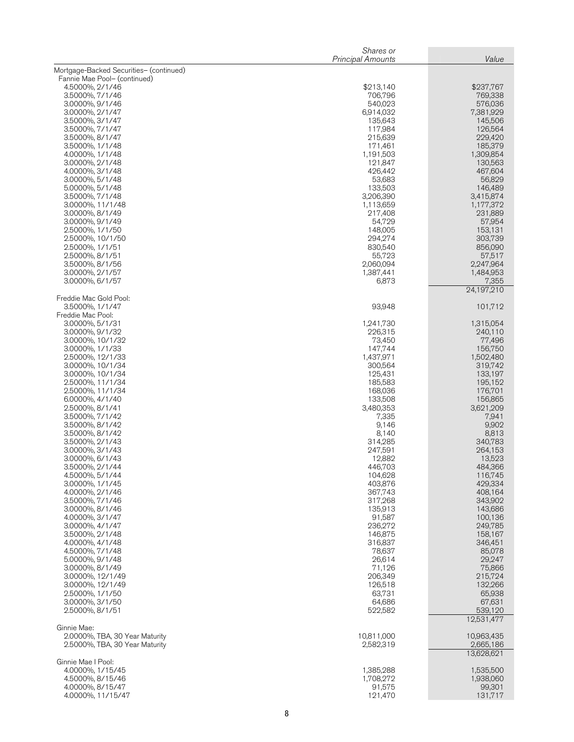| | Shares or Principal Amounts | Value |
|---|---|---|
| Mortgage-Backed Securities– (continued) | | |
| Fannie Mae Pool– (continued) | | |
| 4.5000%, 2/1/46 | $213,140 | $237,767 |
| 3.5000%, 7/1/46 | 706,796 | 769,338 |
| 3.0000%, 9/1/46 | 540,023 | 576,036 |
| 3.0000%, 2/1/47 | 6,914,032 | 7,381,929 |
| 3.5000%, 3/1/47 | 135,643 | 145,506 |
| 3.5000%, 7/1/47 | 117,984 | 126,564 |
| 3.5000%, 8/1/47 | 215,639 | 229,420 |
| 3.5000%, 1/1/48 | 171,461 | 185,379 |
| 4.0000%, 1/1/48 | 1,191,503 | 1,309,854 |
| 3.0000%, 2/1/48 | 121,847 | 130,563 |
| 4.0000%, 3/1/48 | 426,442 | 467,604 |
| 3.0000%, 5/1/48 | 53,683 | 56,829 |
| 5.0000%, 5/1/48 | 133,503 | 146,489 |
| 3.5000%, 7/1/48 | 3,206,390 | 3,415,874 |
| 3.0000%, 11/1/48 | 1,113,659 | 1,177,372 |
| 3.0000%, 8/1/49 | 217,408 | 231,889 |
| 3.0000%, 9/1/49 | 54,729 | 57,954 |
| 2.5000%, 1/1/50 | 148,005 | 153,131 |
| 2.5000%, 10/1/50 | 294,274 | 303,739 |
| 2.5000%, 1/1/51 | 830,540 | 856,090 |
| 2.5000%, 8/1/51 | 55,723 | 57,517 |
| 3.5000%, 8/1/56 | 2,060,094 | 2,247,964 |
| 3.0000%, 2/1/57 | 1,387,441 | 1,484,953 |
| 3.0000%, 6/1/57 | 6,873 | 7,355 |
| | | 24,197,210 |
| Freddie Mac Gold Pool: | | |
| 3.5000%, 1/1/47 | 93,948 | 101,712 |
| Freddie Mac Pool: | | |
| 3.0000%, 5/1/31 | 1,241,730 | 1,315,054 |
| 3.0000%, 9/1/32 | 226,315 | 240,110 |
| 3.0000%, 10/1/32 | 73,450 | 77,496 |
| 3.0000%, 1/1/33 | 147,744 | 156,750 |
| 2.5000%, 12/1/33 | 1,437,971 | 1,502,480 |
| 3.0000%, 10/1/34 | 300,564 | 319,742 |
| 3.0000%, 10/1/34 | 125,431 | 133,197 |
| 2.5000%, 11/1/34 | 185,583 | 195,152 |
| 2.5000%, 11/1/34 | 168,036 | 176,701 |
| 6.0000%, 4/1/40 | 133,508 | 156,865 |
| 2.5000%, 8/1/41 | 3,480,353 | 3,621,209 |
| 3.5000%, 7/1/42 | 7,335 | 7,941 |
| 3.5000%, 8/1/42 | 9,146 | 9,902 |
| 3.5000%, 8/1/42 | 8,140 | 8,813 |
| 3.5000%, 2/1/43 | 314,285 | 340,783 |
| 3.0000%, 3/1/43 | 247,591 | 264,153 |
| 3.0000%, 6/1/43 | 12,882 | 13,523 |
| 3.5000%, 2/1/44 | 446,703 | 484,366 |
| 4.5000%, 5/1/44 | 104,628 | 116,745 |
| 3.0000%, 1/1/45 | 403,876 | 429,334 |
| 4.0000%, 2/1/46 | 367,743 | 408,164 |
| 3.5000%, 7/1/46 | 317,268 | 343,902 |
| 3.0000%, 8/1/46 | 135,913 | 143,686 |
| 4.0000%, 3/1/47 | 91,587 | 100,136 |
| 3.0000%, 4/1/47 | 236,272 | 249,785 |
| 3.5000%, 2/1/48 | 146,875 | 158,167 |
| 4.0000%, 4/1/48 | 316,837 | 346,451 |
| 4.5000%, 7/1/48 | 78,637 | 85,078 |
| 5.0000%, 9/1/48 | 26,614 | 29,247 |
| 3.0000%, 8/1/49 | 71,126 | 75,866 |
| 3.0000%, 12/1/49 | 206,349 | 215,724 |
| 3.0000%, 12/1/49 | 126,518 | 132,266 |
| 2.5000%, 1/1/50 | 63,731 | 65,938 |
| 3.0000%, 3/1/50 | 64,686 | 67,631 |
| 2.5000%, 8/1/51 | 522,582 | 539,120 |
| | | 12,531,477 |
| Ginnie Mae: | | |
| 2.0000%, TBA, 30 Year Maturity | 10,811,000 | 10,963,435 |
| 2.5000%, TBA, 30 Year Maturity | 2,582,319 | 2,665,186 |
| | | 13,628,621 |
| Ginnie Mae I Pool: | | |
| 4.0000%, 1/15/45 | 1,385,288 | 1,535,500 |
| 4.5000%, 8/15/46 | 1,708,272 | 1,938,060 |
| 4.0000%, 8/15/47 | 91,575 | 99,301 |
| 4.0000%, 11/15/47 | 121,470 | 131,717 |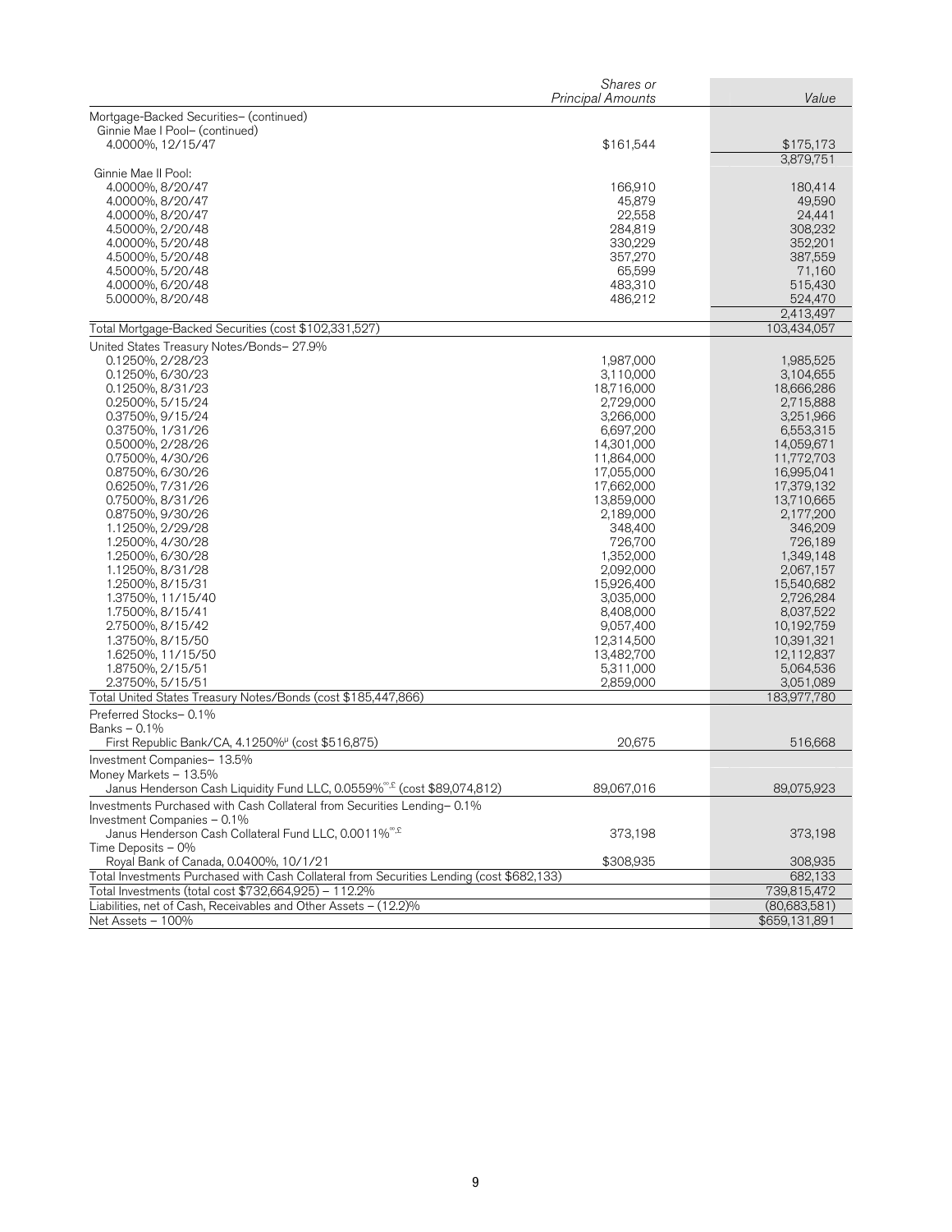| | Shares or Principal Amounts | Value |
|---|---|---|
| Mortgage-Backed Securities– (continued) | | |
| Ginnie Mae I Pool– (continued) | | |
| 4.0000%, 12/15/47 | $161,544 | $175,173 |
| | | 3,879,751 |
| Ginnie Mae II Pool: | | |
| 4.0000%, 8/20/47 | 166,910 | 180,414 |
| 4.0000%, 8/20/47 | 45,879 | 49,590 |
| 4.0000%, 8/20/47 | 22,558 | 24,441 |
| 4.5000%, 2/20/48 | 284,819 | 308,232 |
| 4.0000%, 5/20/48 | 330,229 | 352,201 |
| 4.5000%, 5/20/48 | 357,270 | 387,559 |
| 4.5000%, 5/20/48 | 65,599 | 71,160 |
| 4.0000%, 6/20/48 | 483,310 | 515,430 |
| 5.0000%, 8/20/48 | 486,212 | 524,470 |
| | | 2,413,497 |
| Total Mortgage-Backed Securities (cost $102,331,527) | | 103,434,057 |
| United States Treasury Notes/Bonds– 27.9% | | |
| 0.1250%, 2/28/23 | 1,987,000 | 1,985,525 |
| 0.1250%, 6/30/23 | 3,110,000 | 3,104,655 |
| 0.1250%, 8/31/23 | 18,716,000 | 18,666,286 |
| 0.2500%, 5/15/24 | 2,729,000 | 2,715,888 |
| 0.3750%, 9/15/24 | 3,266,000 | 3,251,966 |
| 0.3750%, 1/31/26 | 6,697,200 | 6,553,315 |
| 0.5000%, 2/28/26 | 14,301,000 | 14,059,671 |
| 0.7500%, 4/30/26 | 11,864,000 | 11,772,703 |
| 0.8750%, 6/30/26 | 17,055,000 | 16,995,041 |
| 0.6250%, 7/31/26 | 17,662,000 | 17,379,132 |
| 0.7500%, 8/31/26 | 13,859,000 | 13,710,665 |
| 0.8750%, 9/30/26 | 2,189,000 | 2,177,200 |
| 1.1250%, 2/29/28 | 348,400 | 346,209 |
| 1.2500%, 4/30/28 | 726,700 | 726,189 |
| 1.2500%, 6/30/28 | 1,352,000 | 1,349,148 |
| 1.1250%, 8/31/28 | 2,092,000 | 2,067,157 |
| 1.2500%, 8/15/31 | 15,926,400 | 15,540,682 |
| 1.3750%, 11/15/40 | 3,035,000 | 2,726,284 |
| 1.7500%, 8/15/41 | 8,408,000 | 8,037,522 |
| 2.7500%, 8/15/42 | 9,057,400 | 10,192,759 |
| 1.3750%, 8/15/50 | 12,314,500 | 10,391,321 |
| 1.6250%, 11/15/50 | 13,482,700 | 12,112,837 |
| 1.8750%, 2/15/51 | 5,311,000 | 5,064,536 |
| 2.3750%, 5/15/51 | 2,859,000 | 3,051,089 |
| Total United States Treasury Notes/Bonds (cost $185,447,866) | | 183,977,780 |
| Preferred Stocks– 0.1% | | |
| Banks – 0.1% | | |
| First Republic Bank/CA, 4.1250%µ (cost $516,875) | 20,675 | 516,668 |
| Investment Companies– 13.5% | | |
| Money Markets – 13.5% | | |
| Janus Henderson Cash Liquidity Fund LLC, 0.0559%∞,£ (cost $89,074,812) | 89,067,016 | 89,075,923 |
| Investments Purchased with Cash Collateral from Securities Lending– 0.1% | | |
| Investment Companies – 0.1% | | |
| Janus Henderson Cash Collateral Fund LLC, 0.0011%∞,£ | 373,198 | 373,198 |
| Time Deposits – 0% | | |
| Royal Bank of Canada, 0.0400%, 10/1/21 | $308,935 | 308,935 |
| Total Investments Purchased with Cash Collateral from Securities Lending (cost $682,133) | | 682,133 |
| Total Investments (total cost $732,664,925) – 112.2% | | 739,815,472 |
| Liabilities, net of Cash, Receivables and Other Assets – (12.2)% | | (80,683,581) |
| Net Assets – 100% | | $659,131,891 |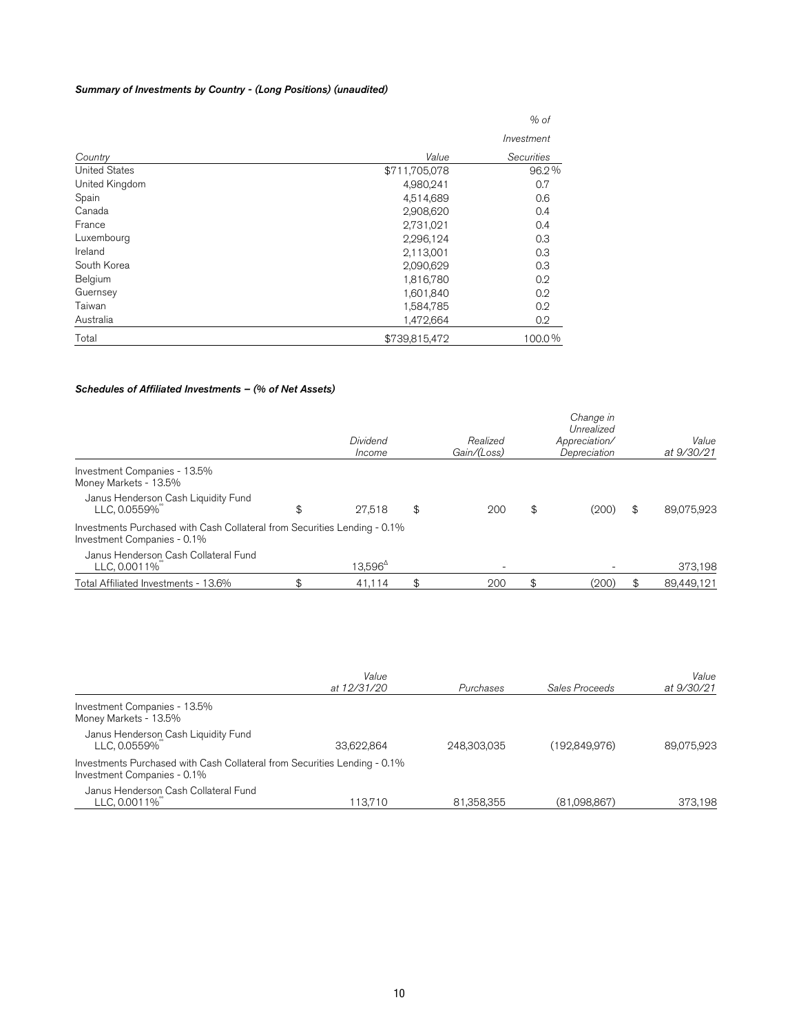### *Summary of Investments by Country - (Long Positions) (unaudited)*

| *Country* | *Value* | *% of Investment Securities* |
|---|---|---|
| United States | $711,705,078 | 96.2% |
| United Kingdom | 4,980,241 | 0.7 |
| Spain | 4,514,689 | 0.6 |
| Canada | 2,908,620 | 0.4 |
| France | 2,731,021 | 0.4 |
| Luxembourg | 2,296,124 | 0.3 |
| Ireland | 2,113,001 | 0.3 |
| South Korea | 2,090,629 | 0.3 |
| Belgium | 1,816,780 | 0.2 |
| Guernsey | 1,601,840 | 0.2 |
| Taiwan | 1,584,785 | 0.2 |
| Australia | 1,472,664 | 0.2 |
| Total | $739,815,472 | 100.0% |

### *Schedules of Affiliated Investments – (% of Net Assets)*

| | *Dividend Income* | *Realized Gain/(Loss)* | *Change in Unrealized Appreciation/ Depreciation* | *Value at 9/30/21* |
|---|---|---|---|---|
| Investment Companies - 13.5% | | | | |
| Money Markets - 13.5% | | | | |
| Janus Henderson Cash Liquidity Fund LLC, 0.0559%[°°] | $ 27,518 | $ 200 | $ (200) | $ 89,075,923 |
| Investments Purchased with Cash Collateral from Securities Lending - 0.1% | | | | |
| Investment Companies - 0.1% | | | | |
| Janus Henderson Cash Collateral Fund LLC, 0.0011%[°°] | 13,596[Δ] | - | - | 373,198 |
| Total Affiliated Investments - 13.6% | $ 41,114 | $ 200 | $ (200) | $ 89,449,121 |

| | *Value at 12/31/20* | *Purchases* | *Sales Proceeds* | *Value at 9/30/21* |
|---|---|---|---|---|
| Investment Companies - 13.5% | | | | |
| Money Markets - 13.5% | | | | |
| Janus Henderson Cash Liquidity Fund LLC, 0.0559%[°°] | 33,622,864 | 248,303,035 | (192,849,976) | 89,075,923 |
| Investments Purchased with Cash Collateral from Securities Lending - 0.1% | | | | |
| Investment Companies - 0.1% | | | | |
| Janus Henderson Cash Collateral Fund LLC, 0.0011%[°°] | 113,710 | 81,358,355 | (81,098,867) | 373,198 |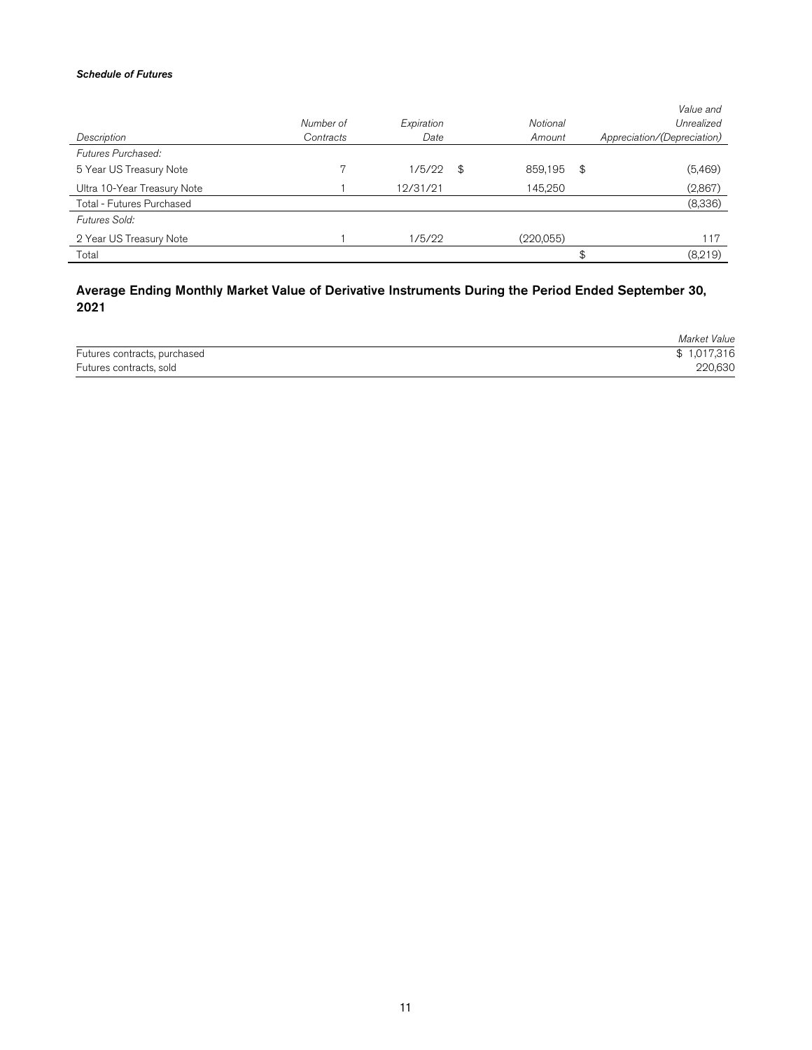***Schedule of Futures***

| *Description* | *Number of Contracts* | *Expiration Date* | *Notional Amount* | *Value and Unrealized Appreciation/(Depreciation)* |
|---|---|---|---|---|
| *Futures Purchased:* | | | | |
| 5 Year US Treasury Note | 7 | 1/5/22 | $ 859,195 | $ (5,469) |
| Ultra 10-Year Treasury Note | 1 | 12/31/21 | 145,250 | (2,867) |
| Total - Futures Purchased | | | | (8,336) |
| *Futures Sold:* | | | | |
| 2 Year US Treasury Note | 1 | 1/5/22 | (220,055) | 117 |
| Total | | | | $ (8,219) |

## Average Ending Monthly Market Value of Derivative Instruments During the Period Ended September 30, 2021

| | *Market Value* |
|---|---|
| Futures contracts, purchased | $ 1,017,316 |
| Futures contracts, sold | 220,630 |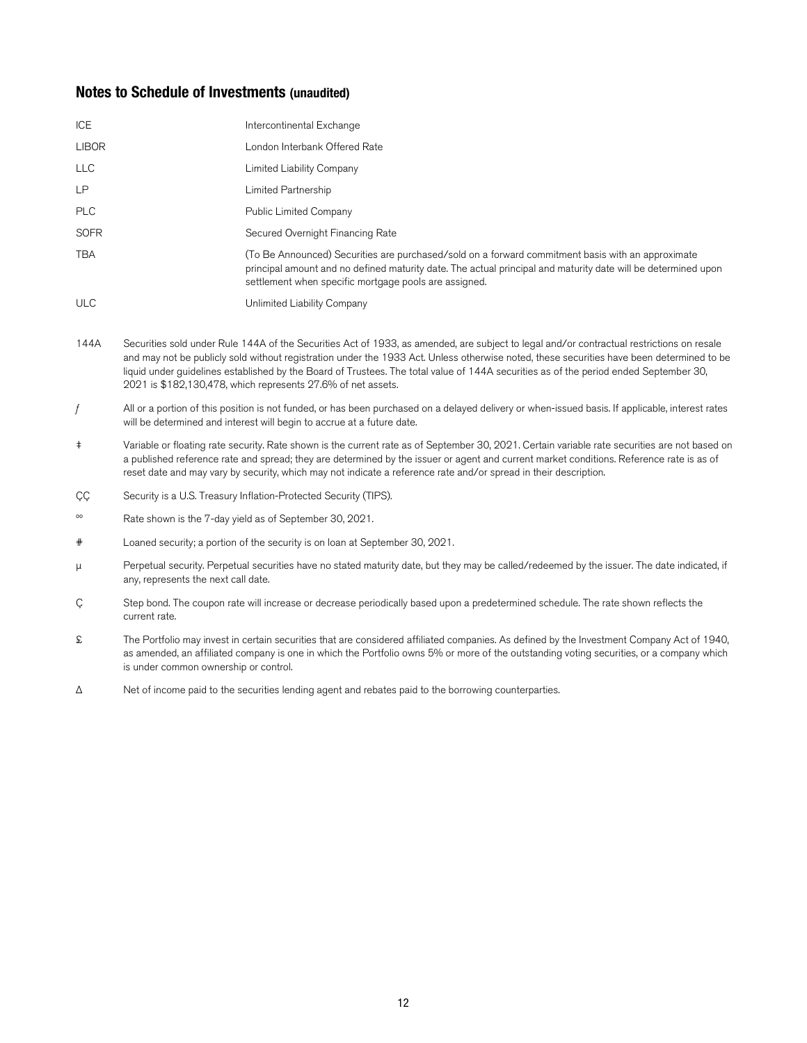## Notes to Schedule of Investments (unaudited)

| | |
|---|---|
| ICE | Intercontinental Exchange |
| LIBOR | London Interbank Offered Rate |
| LLC | Limited Liability Company |
| LP | Limited Partnership |
| PLC | Public Limited Company |
| SOFR | Secured Overnight Financing Rate |
| TBA | (To Be Announced) Securities are purchased/sold on a forward commitment basis with an approximate principal amount and no defined maturity date. The actual principal and maturity date will be determined upon settlement when specific mortgage pools are assigned. |
| ULC | Unlimited Liability Company |

144A Securities sold under Rule 144A of the Securities Act of 1933, as amended, are subject to legal and/or contractual restrictions on resale and may not be publicly sold without registration under the 1933 Act. Unless otherwise noted, these securities have been determined to be liquid under guidelines established by the Board of Trustees. The total value of 144A securities as of the period ended September 30, 2021 is $182,130,478, which represents 27.6% of net assets.

ƒ All or a portion of this position is not funded, or has been purchased on a delayed delivery or when-issued basis. If applicable, interest rates will be determined and interest will begin to accrue at a future date.

‡ Variable or floating rate security. Rate shown is the current rate as of September 30, 2021. Certain variable rate securities are not based on a published reference rate and spread; they are determined by the issuer or agent and current market conditions. Reference rate is as of reset date and may vary by security, which may not indicate a reference rate and/or spread in their description.

ÇÇ Security is a U.S. Treasury Inflation-Protected Security (TIPS).

°° Rate shown is the 7-day yield as of September 30, 2021.

# Loaned security; a portion of the security is on loan at September 30, 2021.

µ Perpetual security. Perpetual securities have no stated maturity date, but they may be called/redeemed by the issuer. The date indicated, if any, represents the next call date.

Ç Step bond. The coupon rate will increase or decrease periodically based upon a predetermined schedule. The rate shown reflects the current rate.

£ The Portfolio may invest in certain securities that are considered affiliated companies. As defined by the Investment Company Act of 1940, as amended, an affiliated company is one in which the Portfolio owns 5% or more of the outstanding voting securities, or a company which is under common ownership or control.

Δ Net of income paid to the securities lending agent and rebates paid to the borrowing counterparties.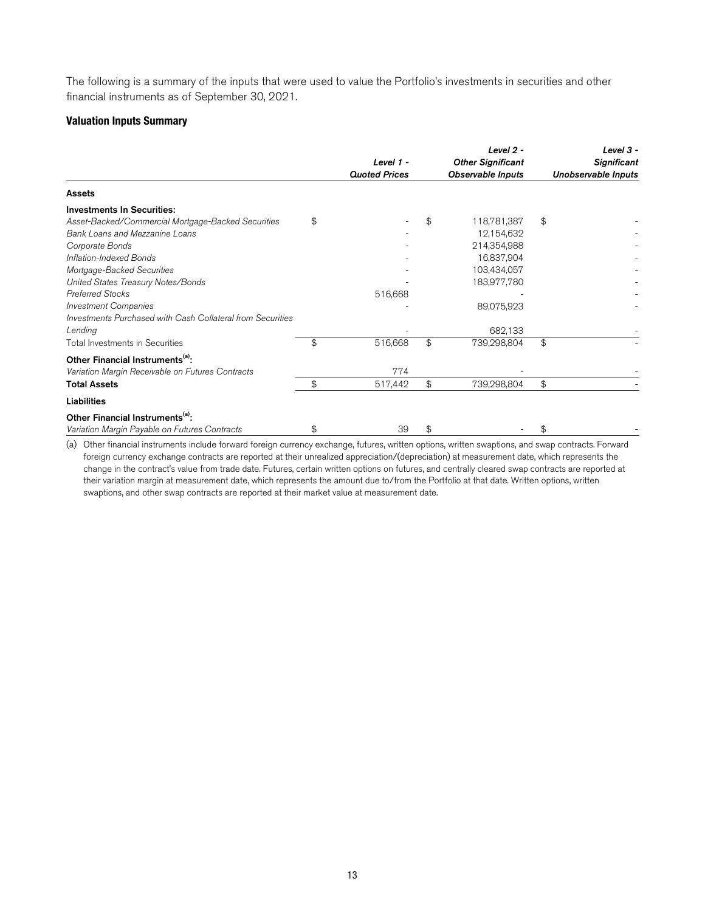The following is a summary of the inputs that were used to value the Portfolio's investments in securities and other financial instruments as of September 30, 2021.

### Valuation Inputs Summary

| | Level 1 - Quoted Prices | Level 2 - Other Significant Observable Inputs | Level 3 - Significant Unobservable Inputs |
|---|---|---|---|
| **Assets** | | | |
| **Investments In Securities:** | | | |
| *Asset-Backed/Commercial Mortgage-Backed Securities* | $ - | $ 118,781,387 | $ - |
| *Bank Loans and Mezzanine Loans* | - | 12,154,632 | - |
| *Corporate Bonds* | - | 214,354,988 | - |
| *Inflation-Indexed Bonds* | - | 16,837,904 | - |
| *Mortgage-Backed Securities* | - | 103,434,057 | - |
| *United States Treasury Notes/Bonds* | - | 183,977,780 | - |
| *Preferred Stocks* | 516,668 | - | - |
| *Investment Companies* | - | 89,075,923 | - |
| *Investments Purchased with Cash Collateral from Securities Lending* | - | 682,133 | - |
| Total Investments in Securities | $ 516,668 | $ 739,298,804 | $ - |
| **Other Financial Instruments[(a)]:** | | | |
| *Variation Margin Receivable on Futures Contracts* | 774 | - | - |
| **Total Assets** | $ 517,442 | $ 739,298,804 | $ - |
| **Liabilities** | | | |
| **Other Financial Instruments[(a)]:** | | | |
| *Variation Margin Payable on Futures Contracts* | $ 39 | $ - | $ - |

(a) Other financial instruments include forward foreign currency exchange, futures, written options, written swaptions, and swap contracts. Forward foreign currency exchange contracts are reported at their unrealized appreciation/(depreciation) at measurement date, which represents the change in the contract's value from trade date. Futures, certain written options on futures, and centrally cleared swap contracts are reported at their variation margin at measurement date, which represents the amount due to/from the Portfolio at that date. Written options, written swaptions, and other swap contracts are reported at their market value at measurement date.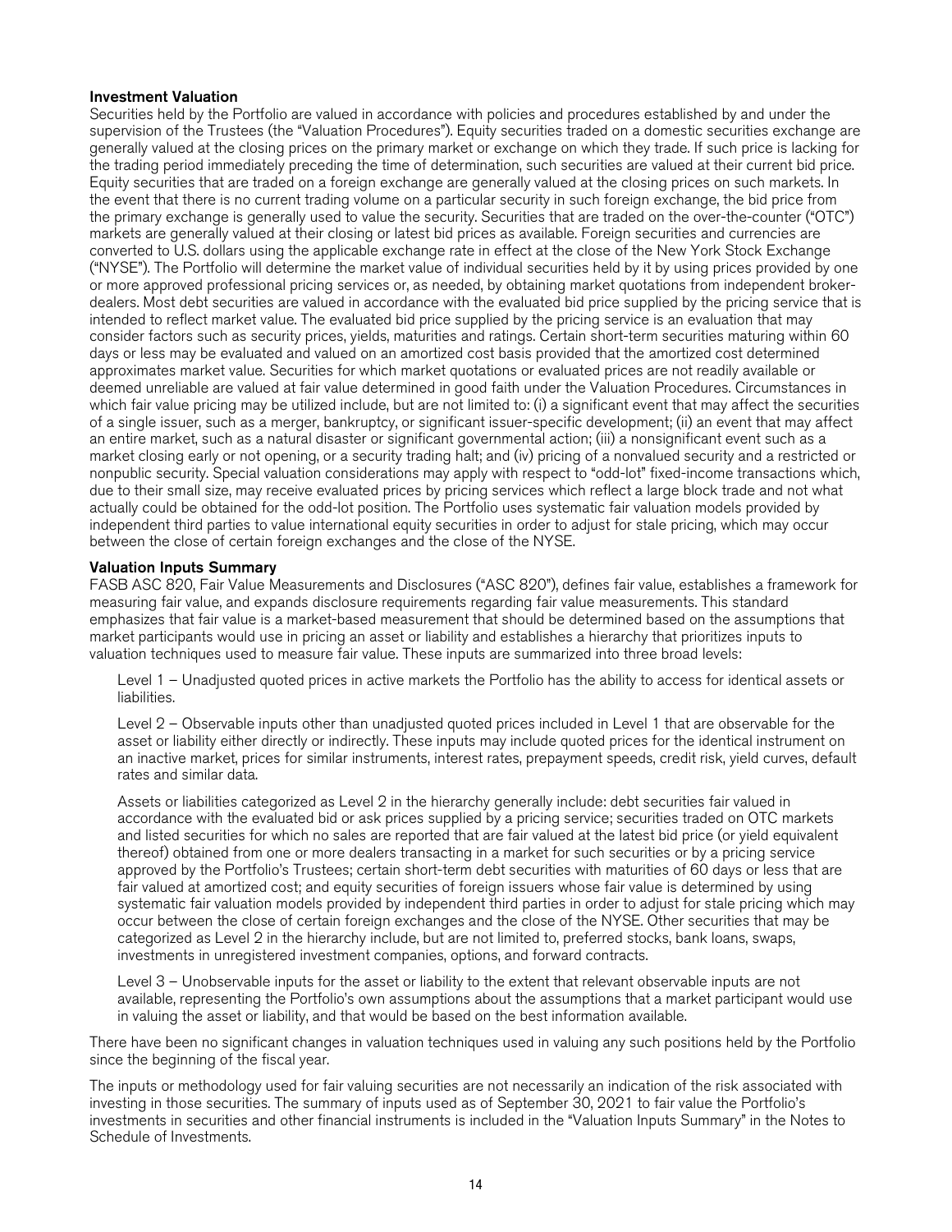### Investment Valuation

Securities held by the Portfolio are valued in accordance with policies and procedures established by and under the supervision of the Trustees (the "Valuation Procedures"). Equity securities traded on a domestic securities exchange are generally valued at the closing prices on the primary market or exchange on which they trade. If such price is lacking for the trading period immediately preceding the time of determination, such securities are valued at their current bid price. Equity securities that are traded on a foreign exchange are generally valued at the closing prices on such markets. In the event that there is no current trading volume on a particular security in such foreign exchange, the bid price from the primary exchange is generally used to value the security. Securities that are traded on the over-the-counter ("OTC") markets are generally valued at their closing or latest bid prices as available. Foreign securities and currencies are converted to U.S. dollars using the applicable exchange rate in effect at the close of the New York Stock Exchange ("NYSE"). The Portfolio will determine the market value of individual securities held by it by using prices provided by one or more approved professional pricing services or, as needed, by obtaining market quotations from independent broker-dealers. Most debt securities are valued in accordance with the evaluated bid price supplied by the pricing service that is intended to reflect market value. The evaluated bid price supplied by the pricing service is an evaluation that may consider factors such as security prices, yields, maturities and ratings. Certain short-term securities maturing within 60 days or less may be evaluated and valued on an amortized cost basis provided that the amortized cost determined approximates market value. Securities for which market quotations or evaluated prices are not readily available or deemed unreliable are valued at fair value determined in good faith under the Valuation Procedures. Circumstances in which fair value pricing may be utilized include, but are not limited to: (i) a significant event that may affect the securities of a single issuer, such as a merger, bankruptcy, or significant issuer-specific development; (ii) an event that may affect an entire market, such as a natural disaster or significant governmental action; (iii) a nonsignificant event such as a market closing early or not opening, or a security trading halt; and (iv) pricing of a nonvalued security and a restricted or nonpublic security. Special valuation considerations may apply with respect to "odd-lot" fixed-income transactions which, due to their small size, may receive evaluated prices by pricing services which reflect a large block trade and not what actually could be obtained for the odd-lot position. The Portfolio uses systematic fair valuation models provided by independent third parties to value international equity securities in order to adjust for stale pricing, which may occur between the close of certain foreign exchanges and the close of the NYSE.

### Valuation Inputs Summary

FASB ASC 820, Fair Value Measurements and Disclosures ("ASC 820"), defines fair value, establishes a framework for measuring fair value, and expands disclosure requirements regarding fair value measurements. This standard emphasizes that fair value is a market-based measurement that should be determined based on the assumptions that market participants would use in pricing an asset or liability and establishes a hierarchy that prioritizes inputs to valuation techniques used to measure fair value. These inputs are summarized into three broad levels:

Level 1 – Unadjusted quoted prices in active markets the Portfolio has the ability to access for identical assets or liabilities.

Level 2 – Observable inputs other than unadjusted quoted prices included in Level 1 that are observable for the asset or liability either directly or indirectly. These inputs may include quoted prices for the identical instrument on an inactive market, prices for similar instruments, interest rates, prepayment speeds, credit risk, yield curves, default rates and similar data.

Assets or liabilities categorized as Level 2 in the hierarchy generally include: debt securities fair valued in accordance with the evaluated bid or ask prices supplied by a pricing service; securities traded on OTC markets and listed securities for which no sales are reported that are fair valued at the latest bid price (or yield equivalent thereof) obtained from one or more dealers transacting in a market for such securities or by a pricing service approved by the Portfolio's Trustees; certain short-term debt securities with maturities of 60 days or less that are fair valued at amortized cost; and equity securities of foreign issuers whose fair value is determined by using systematic fair valuation models provided by independent third parties in order to adjust for stale pricing which may occur between the close of certain foreign exchanges and the close of the NYSE. Other securities that may be categorized as Level 2 in the hierarchy include, but are not limited to, preferred stocks, bank loans, swaps, investments in unregistered investment companies, options, and forward contracts.

Level 3 – Unobservable inputs for the asset or liability to the extent that relevant observable inputs are not available, representing the Portfolio's own assumptions about the assumptions that a market participant would use in valuing the asset or liability, and that would be based on the best information available.

There have been no significant changes in valuation techniques used in valuing any such positions held by the Portfolio since the beginning of the fiscal year.

The inputs or methodology used for fair valuing securities are not necessarily an indication of the risk associated with investing in those securities. The summary of inputs used as of September 30, 2021 to fair value the Portfolio's investments in securities and other financial instruments is included in the "Valuation Inputs Summary" in the Notes to Schedule of Investments.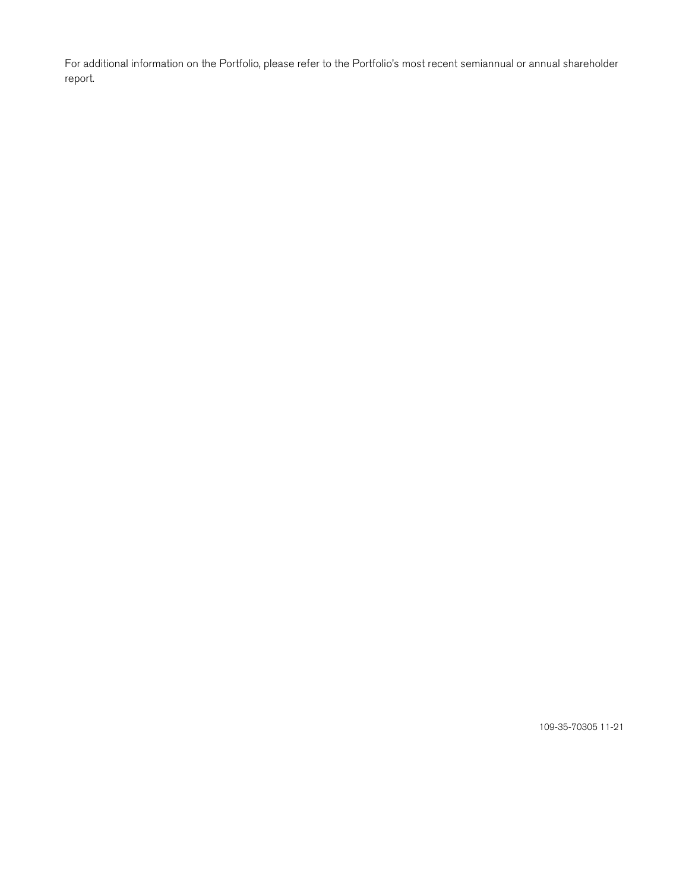For additional information on the Portfolio, please refer to the Portfolio's most recent semiannual or annual shareholder report.

109-35-70305 11-21